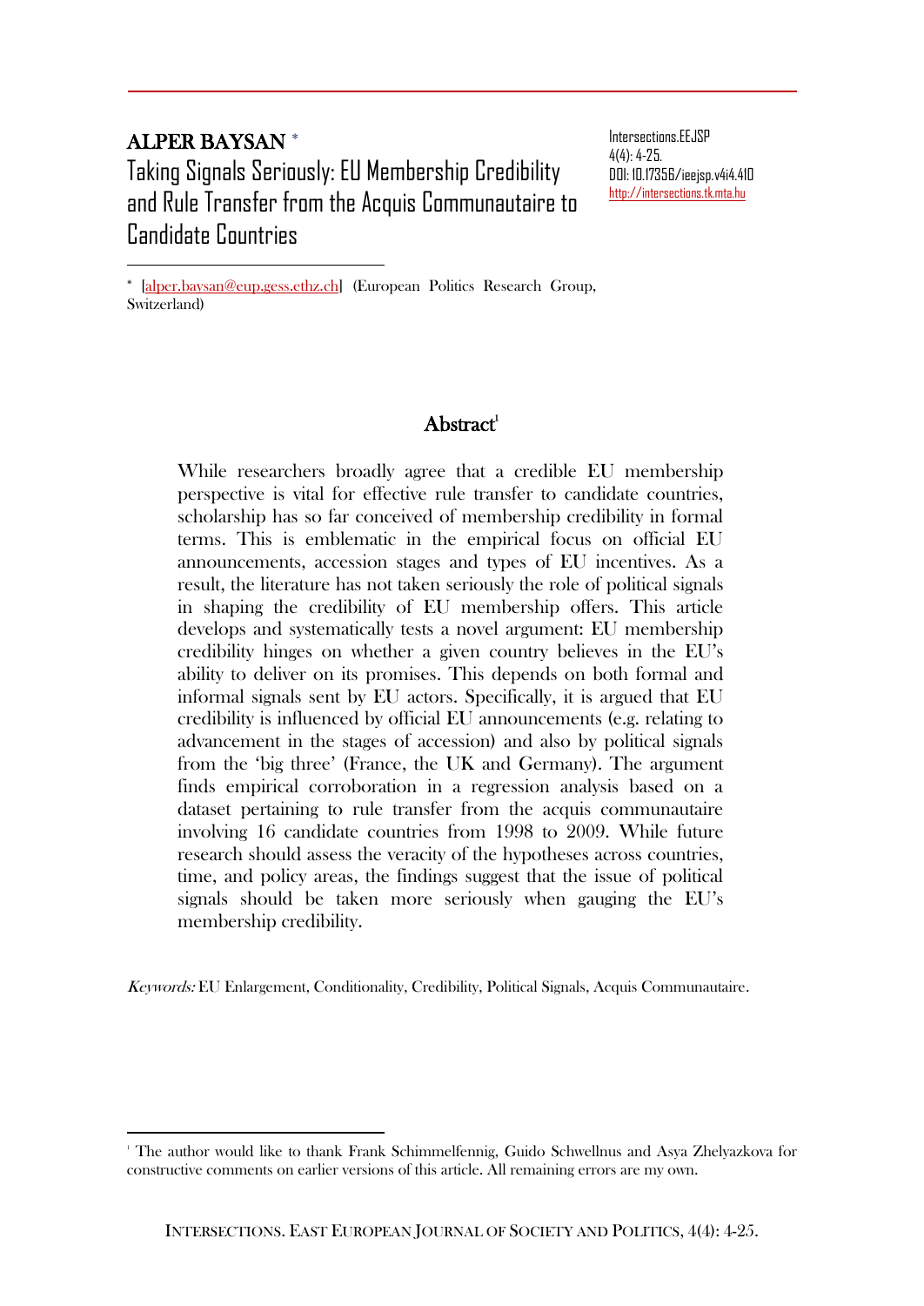# ALPER BAYSAN [*]

## Taking Signals Seriously: EU Membership Credibility and Rule Transfer from the Acquis Communautaire to Candidate Countries

Intersections.EEJSP
4(4): 4-25.
DOI: 10.17356/ieejsp.v4i4.410
http://intersections.tk.mta.hu

[*] [alper.baysan@eup.gess.ethz.ch] (European Politics Research Group, Switzerland)

### Abstract[1]

While researchers broadly agree that a credible EU membership perspective is vital for effective rule transfer to candidate countries, scholarship has so far conceived of membership credibility in formal terms. This is emblematic in the empirical focus on official EU announcements, accession stages and types of EU incentives. As a result, the literature has not taken seriously the role of political signals in shaping the credibility of EU membership offers. This article develops and systematically tests a novel argument: EU membership credibility hinges on whether a given country believes in the EU's ability to deliver on its promises. This depends on both formal and informal signals sent by EU actors. Specifically, it is argued that EU credibility is influenced by official EU announcements (e.g. relating to advancement in the stages of accession) and also by political signals from the 'big three' (France, the UK and Germany). The argument finds empirical corroboration in a regression analysis based on a dataset pertaining to rule transfer from the acquis communautaire involving 16 candidate countries from 1998 to 2009. While future research should assess the veracity of the hypotheses across countries, time, and policy areas, the findings suggest that the issue of political signals should be taken more seriously when gauging the EU's membership credibility.

*Keywords:* EU Enlargement, Conditionality, Credibility, Political Signals, Acquis Communautaire.

[1] The author would like to thank Frank Schimmelfennig, Guido Schwellnus and Asya Zhelyazkova for constructive comments on earlier versions of this article. All remaining errors are my own.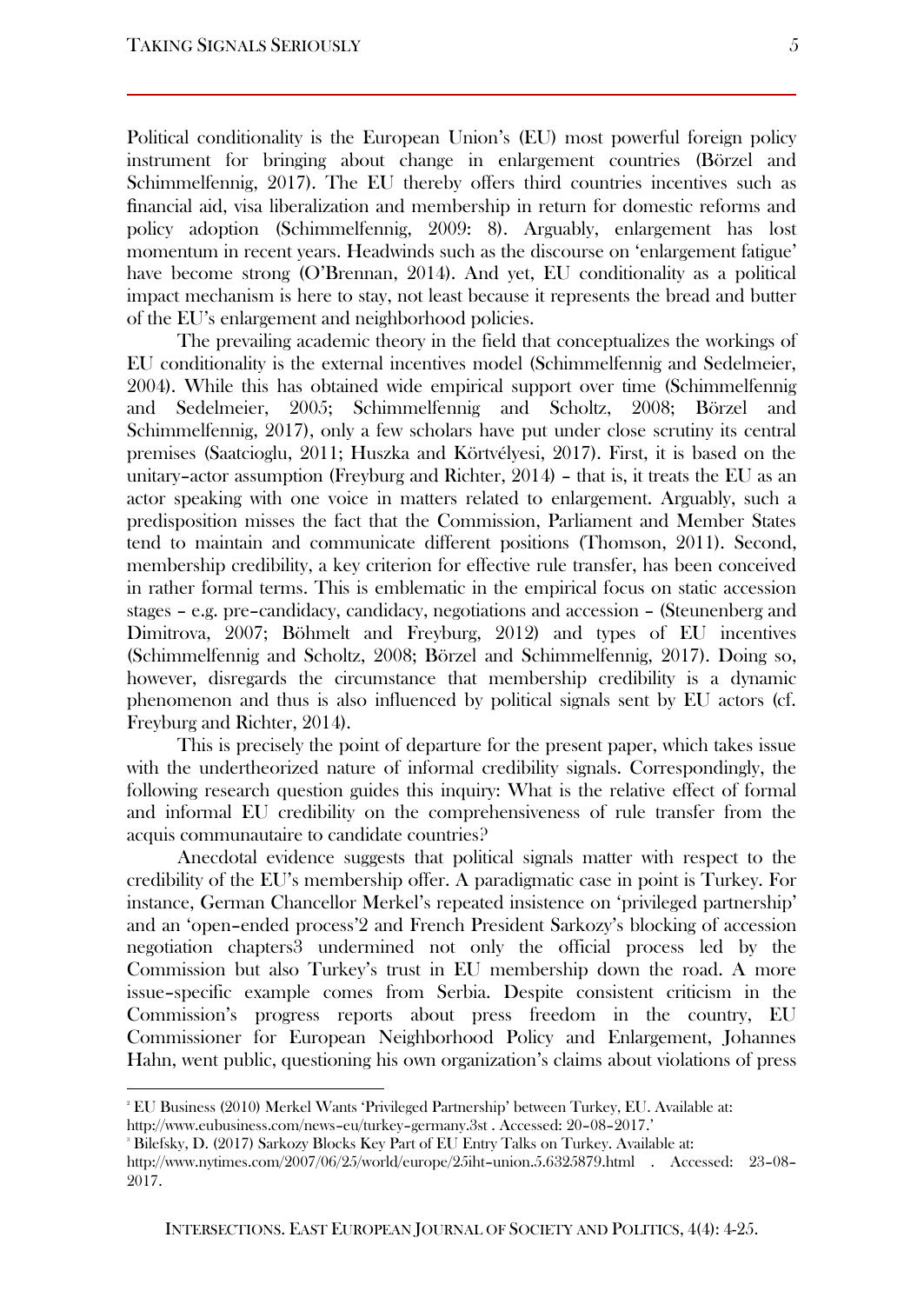Political conditionality is the European Union's (EU) most powerful foreign policy instrument for bringing about change in enlargement countries (Börzel and Schimmelfennig, 2017). The EU thereby offers third countries incentives such as financial aid, visa liberalization and membership in return for domestic reforms and policy adoption (Schimmelfennig, 2009: 8). Arguably, enlargement has lost momentum in recent years. Headwinds such as the discourse on 'enlargement fatigue' have become strong (O'Brennan, 2014). And yet, EU conditionality as a political impact mechanism is here to stay, not least because it represents the bread and butter of the EU's enlargement and neighborhood policies.

The prevailing academic theory in the field that conceptualizes the workings of EU conditionality is the external incentives model (Schimmelfennig and Sedelmeier, 2004). While this has obtained wide empirical support over time (Schimmelfennig and Sedelmeier, 2005; Schimmelfennig and Scholtz, 2008; Börzel and Schimmelfennig, 2017), only a few scholars have put under close scrutiny its central premises (Saatcioglu, 2011; Huszka and Körtvélyesi, 2017). First, it is based on the unitary–actor assumption (Freyburg and Richter, 2014) – that is, it treats the EU as an actor speaking with one voice in matters related to enlargement. Arguably, such a predisposition misses the fact that the Commission, Parliament and Member States tend to maintain and communicate different positions (Thomson, 2011). Second, membership credibility, a key criterion for effective rule transfer, has been conceived in rather formal terms. This is emblematic in the empirical focus on static accession stages – e.g. pre–candidacy, candidacy, negotiations and accession – (Steunenberg and Dimitrova, 2007; Böhmelt and Freyburg, 2012) and types of EU incentives (Schimmelfennig and Scholtz, 2008; Börzel and Schimmelfennig, 2017). Doing so, however, disregards the circumstance that membership credibility is a dynamic phenomenon and thus is also influenced by political signals sent by EU actors (cf. Freyburg and Richter, 2014).

This is precisely the point of departure for the present paper, which takes issue with the undertheorized nature of informal credibility signals. Correspondingly, the following research question guides this inquiry: What is the relative effect of formal and informal EU credibility on the comprehensiveness of rule transfer from the acquis communautaire to candidate countries?

Anecdotal evidence suggests that political signals matter with respect to the credibility of the EU's membership offer. A paradigmatic case in point is Turkey. For instance, German Chancellor Merkel's repeated insistence on 'privileged partnership' and an 'open–ended process'[2] and French President Sarkozy's blocking of accession negotiation chapters[3] undermined not only the official process led by the Commission but also Turkey's trust in EU membership down the road. A more issue–specific example comes from Serbia. Despite consistent criticism in the Commission's progress reports about press freedom in the country, EU Commissioner for European Neighborhood Policy and Enlargement, Johannes Hahn, went public, questioning his own organization's claims about violations of press

---

[2] EU Business (2010) Merkel Wants 'Privileged Partnership' between Turkey, EU. Available at: http://www.eubusiness.com/news–eu/turkey–germany.3st . Accessed: 20–08–2017.'

[3] Bilefsky, D. (2017) Sarkozy Blocks Key Part of EU Entry Talks on Turkey. Available at: http://www.nytimes.com/2007/06/25/world/europe/25iht–union.5.6325879.html . Accessed: 23–08–2017.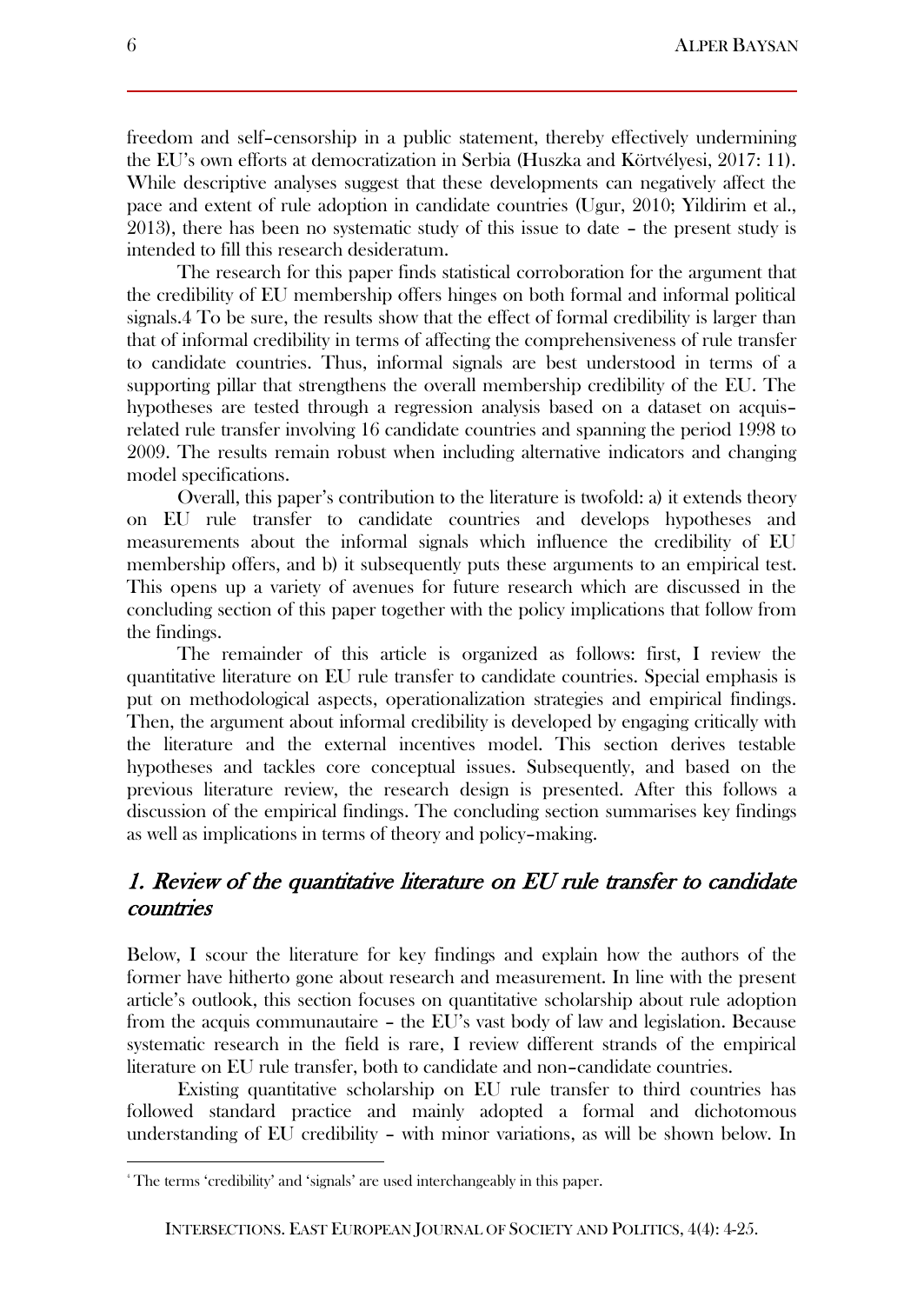freedom and self–censorship in a public statement, thereby effectively undermining the EU's own efforts at democratization in Serbia (Huszka and Körtvélyesi, 2017: 11). While descriptive analyses suggest that these developments can negatively affect the pace and extent of rule adoption in candidate countries (Ugur, 2010; Yildirim et al., 2013), there has been no systematic study of this issue to date – the present study is intended to fill this research desideratum.

The research for this paper finds statistical corroboration for the argument that the credibility of EU membership offers hinges on both formal and informal political signals.[4] To be sure, the results show that the effect of formal credibility is larger than that of informal credibility in terms of affecting the comprehensiveness of rule transfer to candidate countries. Thus, informal signals are best understood in terms of a supporting pillar that strengthens the overall membership credibility of the EU. The hypotheses are tested through a regression analysis based on a dataset on acquis–related rule transfer involving 16 candidate countries and spanning the period 1998 to 2009. The results remain robust when including alternative indicators and changing model specifications.

Overall, this paper's contribution to the literature is twofold: a) it extends theory on EU rule transfer to candidate countries and develops hypotheses and measurements about the informal signals which influence the credibility of EU membership offers, and b) it subsequently puts these arguments to an empirical test. This opens up a variety of avenues for future research which are discussed in the concluding section of this paper together with the policy implications that follow from the findings.

The remainder of this article is organized as follows: first, I review the quantitative literature on EU rule transfer to candidate countries. Special emphasis is put on methodological aspects, operationalization strategies and empirical findings. Then, the argument about informal credibility is developed by engaging critically with the literature and the external incentives model. This section derives testable hypotheses and tackles core conceptual issues. Subsequently, and based on the previous literature review, the research design is presented. After this follows a discussion of the empirical findings. The concluding section summarises key findings as well as implications in terms of theory and policy–making.

## *1. Review of the quantitative literature on EU rule transfer to candidate countries*

Below, I scour the literature for key findings and explain how the authors of the former have hitherto gone about research and measurement. In line with the present article's outlook, this section focuses on quantitative scholarship about rule adoption from the acquis communautaire – the EU's vast body of law and legislation. Because systematic research in the field is rare, I review different strands of the empirical literature on EU rule transfer, both to candidate and non–candidate countries.

Existing quantitative scholarship on EU rule transfer to third countries has followed standard practice and mainly adopted a formal and dichotomous understanding of EU credibility – with minor variations, as will be shown below. In

[4] The terms 'credibility' and 'signals' are used interchangeably in this paper.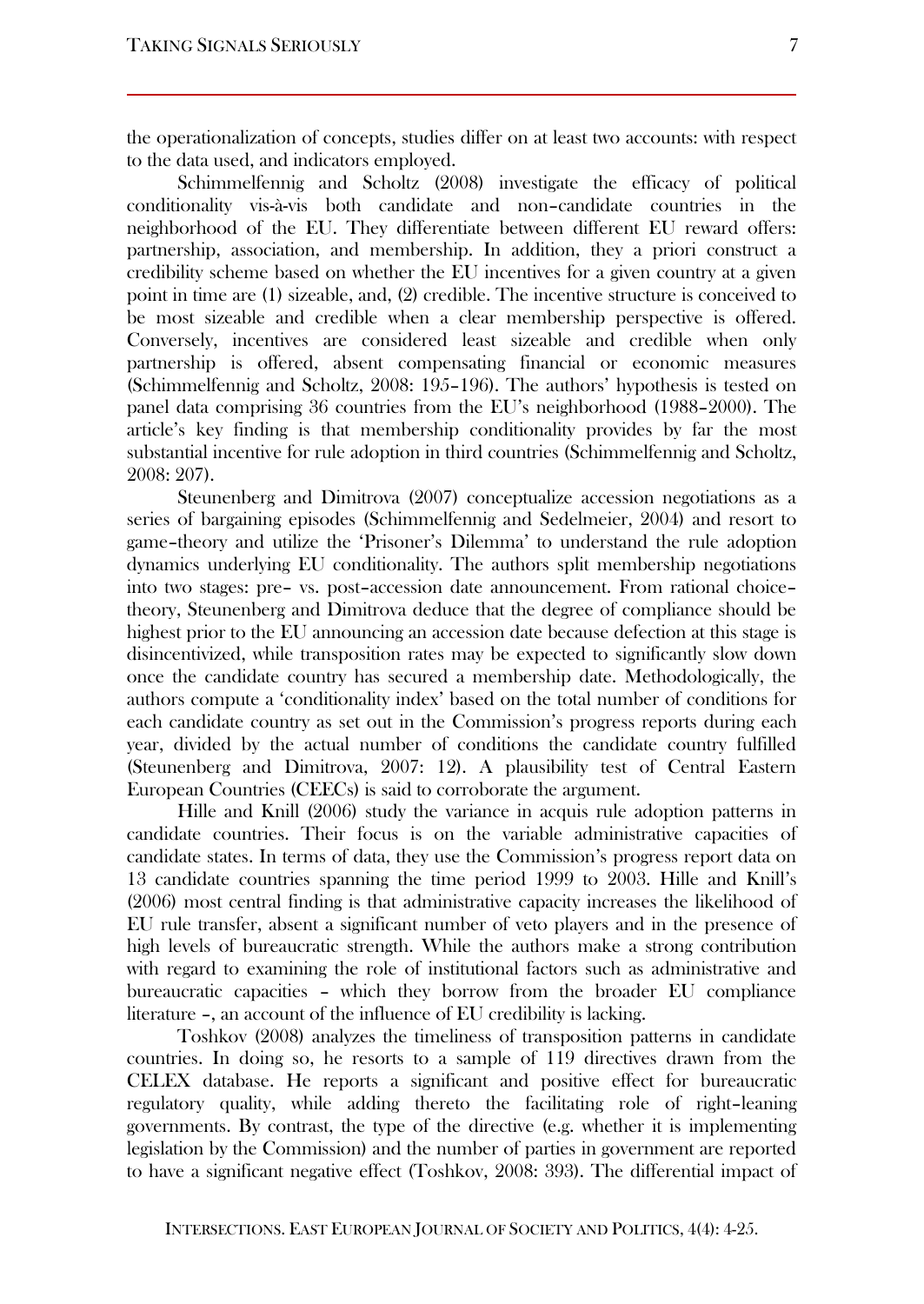the operationalization of concepts, studies differ on at least two accounts: with respect to the data used, and indicators employed.

Schimmelfennig and Scholtz (2008) investigate the efficacy of political conditionality vis-à-vis both candidate and non–candidate countries in the neighborhood of the EU. They differentiate between different EU reward offers: partnership, association, and membership. In addition, they a priori construct a credibility scheme based on whether the EU incentives for a given country at a given point in time are (1) sizeable, and, (2) credible. The incentive structure is conceived to be most sizeable and credible when a clear membership perspective is offered. Conversely, incentives are considered least sizeable and credible when only partnership is offered, absent compensating financial or economic measures (Schimmelfennig and Scholtz, 2008: 195–196). The authors' hypothesis is tested on panel data comprising 36 countries from the EU's neighborhood (1988–2000). The article's key finding is that membership conditionality provides by far the most substantial incentive for rule adoption in third countries (Schimmelfennig and Scholtz, 2008: 207).

Steunenberg and Dimitrova (2007) conceptualize accession negotiations as a series of bargaining episodes (Schimmelfennig and Sedelmeier, 2004) and resort to game–theory and utilize the 'Prisoner's Dilemma' to understand the rule adoption dynamics underlying EU conditionality. The authors split membership negotiations into two stages: pre– vs. post–accession date announcement. From rational choice–theory, Steunenberg and Dimitrova deduce that the degree of compliance should be highest prior to the EU announcing an accession date because defection at this stage is disincentivized, while transposition rates may be expected to significantly slow down once the candidate country has secured a membership date. Methodologically, the authors compute a 'conditionality index' based on the total number of conditions for each candidate country as set out in the Commission's progress reports during each year, divided by the actual number of conditions the candidate country fulfilled (Steunenberg and Dimitrova, 2007: 12). A plausibility test of Central Eastern European Countries (CEECs) is said to corroborate the argument.

Hille and Knill (2006) study the variance in acquis rule adoption patterns in candidate countries. Their focus is on the variable administrative capacities of candidate states. In terms of data, they use the Commission's progress report data on 13 candidate countries spanning the time period 1999 to 2003. Hille and Knill's (2006) most central finding is that administrative capacity increases the likelihood of EU rule transfer, absent a significant number of veto players and in the presence of high levels of bureaucratic strength. While the authors make a strong contribution with regard to examining the role of institutional factors such as administrative and bureaucratic capacities – which they borrow from the broader EU compliance literature –, an account of the influence of EU credibility is lacking.

Toshkov (2008) analyzes the timeliness of transposition patterns in candidate countries. In doing so, he resorts to a sample of 119 directives drawn from the CELEX database. He reports a significant and positive effect for bureaucratic regulatory quality, while adding thereto the facilitating role of right–leaning governments. By contrast, the type of the directive (e.g. whether it is implementing legislation by the Commission) and the number of parties in government are reported to have a significant negative effect (Toshkov, 2008: 393). The differential impact of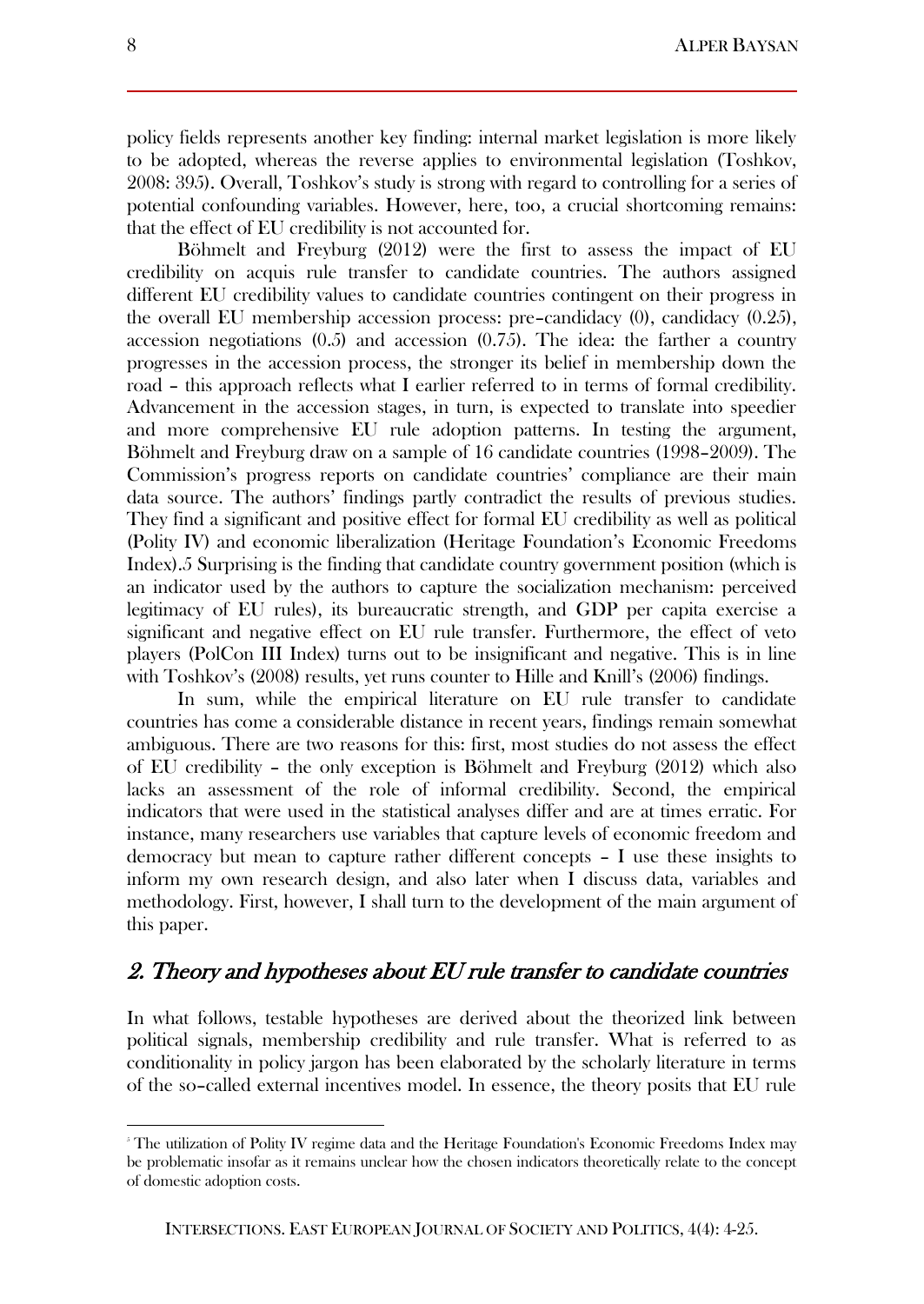policy fields represents another key finding: internal market legislation is more likely to be adopted, whereas the reverse applies to environmental legislation (Toshkov, 2008: 395). Overall, Toshkov's study is strong with regard to controlling for a series of potential confounding variables. However, here, too, a crucial shortcoming remains: that the effect of EU credibility is not accounted for.

Böhmelt and Freyburg (2012) were the first to assess the impact of EU credibility on acquis rule transfer to candidate countries. The authors assigned different EU credibility values to candidate countries contingent on their progress in the overall EU membership accession process: pre–candidacy (0), candidacy (0.25), accession negotiations (0.5) and accession (0.75). The idea: the farther a country progresses in the accession process, the stronger its belief in membership down the road – this approach reflects what I earlier referred to in terms of formal credibility. Advancement in the accession stages, in turn, is expected to translate into speedier and more comprehensive EU rule adoption patterns. In testing the argument, Böhmelt and Freyburg draw on a sample of 16 candidate countries (1998–2009). The Commission's progress reports on candidate countries' compliance are their main data source. The authors' findings partly contradict the results of previous studies. They find a significant and positive effect for formal EU credibility as well as political (Polity IV) and economic liberalization (Heritage Foundation's Economic Freedoms Index).[5] Surprising is the finding that candidate country government position (which is an indicator used by the authors to capture the socialization mechanism: perceived legitimacy of EU rules), its bureaucratic strength, and GDP per capita exercise a significant and negative effect on EU rule transfer. Furthermore, the effect of veto players (PolCon III Index) turns out to be insignificant and negative. This is in line with Toshkov's (2008) results, yet runs counter to Hille and Knill's (2006) findings.

In sum, while the empirical literature on EU rule transfer to candidate countries has come a considerable distance in recent years, findings remain somewhat ambiguous. There are two reasons for this: first, most studies do not assess the effect of EU credibility – the only exception is Böhmelt and Freyburg (2012) which also lacks an assessment of the role of informal credibility. Second, the empirical indicators that were used in the statistical analyses differ and are at times erratic. For instance, many researchers use variables that capture levels of economic freedom and democracy but mean to capture rather different concepts – I use these insights to inform my own research design, and also later when I discuss data, variables and methodology. First, however, I shall turn to the development of the main argument of this paper.

## *2. Theory and hypotheses about EU rule transfer to candidate countries*

In what follows, testable hypotheses are derived about the theorized link between political signals, membership credibility and rule transfer. What is referred to as conditionality in policy jargon has been elaborated by the scholarly literature in terms of the so–called external incentives model. In essence, the theory posits that EU rule

---

[5] The utilization of Polity IV regime data and the Heritage Foundation's Economic Freedoms Index may be problematic insofar as it remains unclear how the chosen indicators theoretically relate to the concept of domestic adoption costs.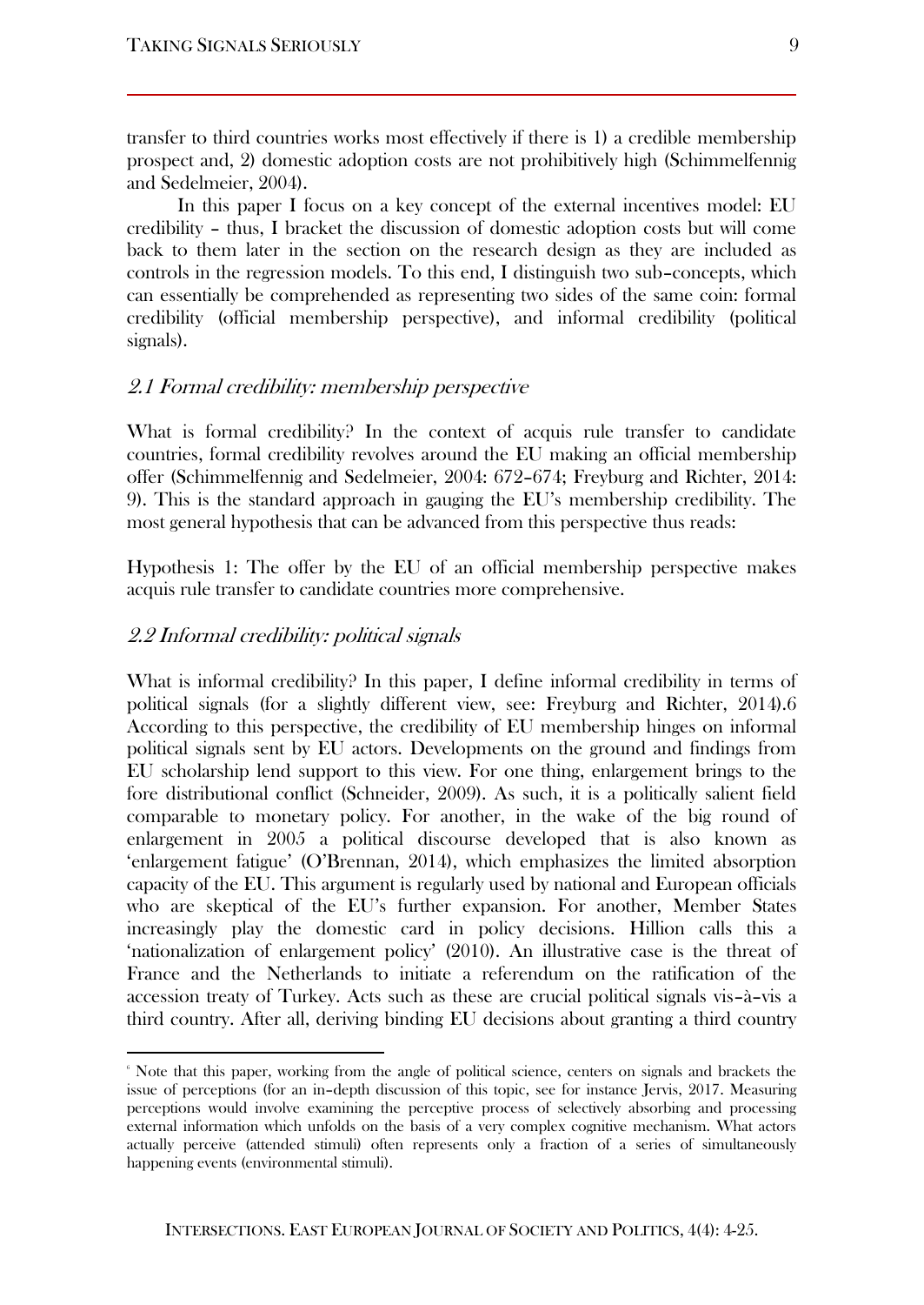transfer to third countries works most effectively if there is 1) a credible membership prospect and, 2) domestic adoption costs are not prohibitively high (Schimmelfennig and Sedelmeier, 2004).

In this paper I focus on a key concept of the external incentives model: EU credibility – thus, I bracket the discussion of domestic adoption costs but will come back to them later in the section on the research design as they are included as controls in the regression models. To this end, I distinguish two sub–concepts, which can essentially be comprehended as representing two sides of the same coin: formal credibility (official membership perspective), and informal credibility (political signals).

### *2.1 Formal credibility: membership perspective*

What is formal credibility? In the context of acquis rule transfer to candidate countries, formal credibility revolves around the EU making an official membership offer (Schimmelfennig and Sedelmeier, 2004: 672–674; Freyburg and Richter, 2014: 9). This is the standard approach in gauging the EU's membership credibility. The most general hypothesis that can be advanced from this perspective thus reads:

Hypothesis 1: The offer by the EU of an official membership perspective makes acquis rule transfer to candidate countries more comprehensive.

### *2.2 Informal credibility: political signals*

What is informal credibility? In this paper, I define informal credibility in terms of political signals (for a slightly different view, see: Freyburg and Richter, 2014).6 According to this perspective, the credibility of EU membership hinges on informal political signals sent by EU actors. Developments on the ground and findings from EU scholarship lend support to this view. For one thing, enlargement brings to the fore distributional conflict (Schneider, 2009). As such, it is a politically salient field comparable to monetary policy. For another, in the wake of the big round of enlargement in 2005 a political discourse developed that is also known as 'enlargement fatigue' (O'Brennan, 2014), which emphasizes the limited absorption capacity of the EU. This argument is regularly used by national and European officials who are skeptical of the EU's further expansion. For another, Member States increasingly play the domestic card in policy decisions. Hillion calls this a 'nationalization of enlargement policy' (2010). An illustrative case is the threat of France and the Netherlands to initiate a referendum on the ratification of the accession treaty of Turkey. Acts such as these are crucial political signals vis–à–vis a third country. After all, deriving binding EU decisions about granting a third country

---

[6] Note that this paper, working from the angle of political science, centers on signals and brackets the issue of perceptions (for an in–depth discussion of this topic, see for instance Jervis, 2017. Measuring perceptions would involve examining the perceptive process of selectively absorbing and processing external information which unfolds on the basis of a very complex cognitive mechanism. What actors actually perceive (attended stimuli) often represents only a fraction of a series of simultaneously happening events (environmental stimuli).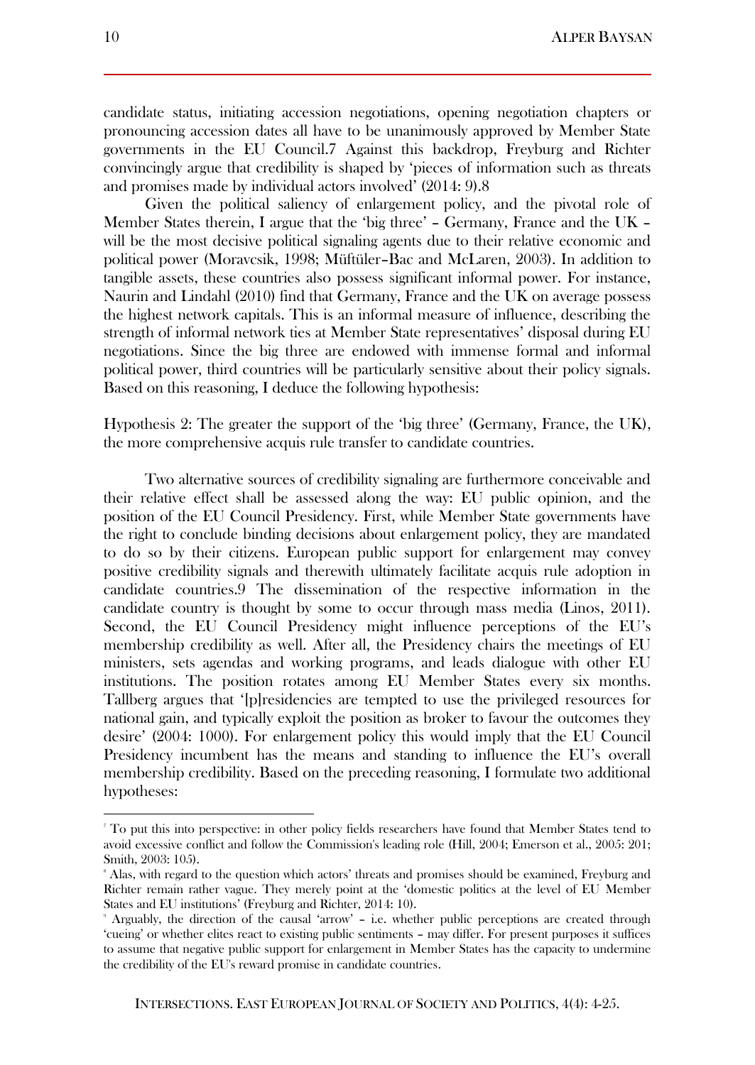candidate status, initiating accession negotiations, opening negotiation chapters or pronouncing accession dates all have to be unanimously approved by Member State governments in the EU Council.[7] Against this backdrop, Freyburg and Richter convincingly argue that credibility is shaped by 'pieces of information such as threats and promises made by individual actors involved' (2014: 9).[8]

Given the political saliency of enlargement policy, and the pivotal role of Member States therein, I argue that the 'big three' – Germany, France and the UK – will be the most decisive political signaling agents due to their relative economic and political power (Moravcsik, 1998; Müftüler–Bac and McLaren, 2003). In addition to tangible assets, these countries also possess significant informal power. For instance, Naurin and Lindahl (2010) find that Germany, France and the UK on average possess the highest network capitals. This is an informal measure of influence, describing the strength of informal network ties at Member State representatives' disposal during EU negotiations. Since the big three are endowed with immense formal and informal political power, third countries will be particularly sensitive about their policy signals. Based on this reasoning, I deduce the following hypothesis:

Hypothesis 2: The greater the support of the 'big three' (Germany, France, the UK), the more comprehensive acquis rule transfer to candidate countries.

Two alternative sources of credibility signaling are furthermore conceivable and their relative effect shall be assessed along the way: EU public opinion, and the position of the EU Council Presidency. First, while Member State governments have the right to conclude binding decisions about enlargement policy, they are mandated to do so by their citizens. European public support for enlargement may convey positive credibility signals and therewith ultimately facilitate acquis rule adoption in candidate countries.[9] The dissemination of the respective information in the candidate country is thought by some to occur through mass media (Linos, 2011). Second, the EU Council Presidency might influence perceptions of the EU's membership credibility as well. After all, the Presidency chairs the meetings of EU ministers, sets agendas and working programs, and leads dialogue with other EU institutions. The position rotates among EU Member States every six months. Tallberg argues that '[p]residencies are tempted to use the privileged resources for national gain, and typically exploit the position as broker to favour the outcomes they desire' (2004: 1000). For enlargement policy this would imply that the EU Council Presidency incumbent has the means and standing to influence the EU's overall membership credibility. Based on the preceding reasoning, I formulate two additional hypotheses:

---

[7] To put this into perspective: in other policy fields researchers have found that Member States tend to avoid excessive conflict and follow the Commission's leading role (Hill, 2004; Emerson et al., 2005: 201; Smith, 2003: 105).

[8] Alas, with regard to the question which actors' threats and promises should be examined, Freyburg and Richter remain rather vague. They merely point at the 'domestic politics at the level of EU Member States and EU institutions' (Freyburg and Richter, 2014: 10).

[9] Arguably, the direction of the causal 'arrow' – i.e. whether public perceptions are created through 'cueing' or whether elites react to existing public sentiments – may differ. For present purposes it suffices to assume that negative public support for enlargement in Member States has the capacity to undermine the credibility of the EU's reward promise in candidate countries.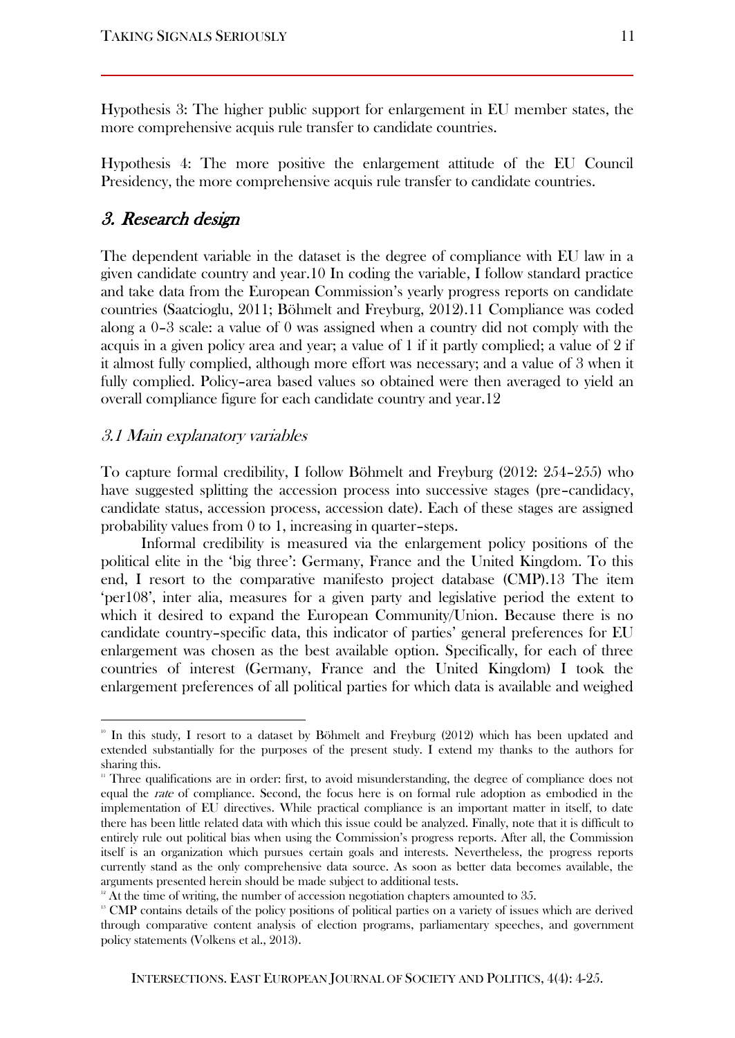Hypothesis 3: The higher public support for enlargement in EU member states, the more comprehensive acquis rule transfer to candidate countries.

Hypothesis 4: The more positive the enlargement attitude of the EU Council Presidency, the more comprehensive acquis rule transfer to candidate countries.

## *3. Research design*

The dependent variable in the dataset is the degree of compliance with EU law in a given candidate country and year.[10] In coding the variable, I follow standard practice and take data from the European Commission's yearly progress reports on candidate countries (Saatcioglu, 2011; Böhmelt and Freyburg, 2012).[11] Compliance was coded along a 0–3 scale: a value of 0 was assigned when a country did not comply with the acquis in a given policy area and year; a value of 1 if it partly complied; a value of 2 if it almost fully complied, although more effort was necessary; and a value of 3 when it fully complied. Policy–area based values so obtained were then averaged to yield an overall compliance figure for each candidate country and year.[12]

### *3.1 Main explanatory variables*

To capture formal credibility, I follow Böhmelt and Freyburg (2012: 254–255) who have suggested splitting the accession process into successive stages (pre–candidacy, candidate status, accession process, accession date). Each of these stages are assigned probability values from 0 to 1, increasing in quarter–steps.

Informal credibility is measured via the enlargement policy positions of the political elite in the 'big three': Germany, France and the United Kingdom. To this end, I resort to the comparative manifesto project database (CMP).[13] The item 'per108', inter alia, measures for a given party and legislative period the extent to which it desired to expand the European Community/Union. Because there is no candidate country–specific data, this indicator of parties' general preferences for EU enlargement was chosen as the best available option. Specifically, for each of three countries of interest (Germany, France and the United Kingdom) I took the enlargement preferences of all political parties for which data is available and weighed

---

[10] In this study, I resort to a dataset by Böhmelt and Freyburg (2012) which has been updated and extended substantially for the purposes of the present study. I extend my thanks to the authors for sharing this.

[11] Three qualifications are in order: first, to avoid misunderstanding, the degree of compliance does not equal the *rate* of compliance. Second, the focus here is on formal rule adoption as embodied in the implementation of EU directives. While practical compliance is an important matter in itself, to date there has been little related data with which this issue could be analyzed. Finally, note that it is difficult to entirely rule out political bias when using the Commission's progress reports. After all, the Commission itself is an organization which pursues certain goals and interests. Nevertheless, the progress reports currently stand as the only comprehensive data source. As soon as better data becomes available, the arguments presented herein should be made subject to additional tests.

[12] At the time of writing, the number of accession negotiation chapters amounted to 35.

[13] CMP contains details of the policy positions of political parties on a variety of issues which are derived through comparative content analysis of election programs, parliamentary speeches, and government policy statements (Volkens et al., 2013).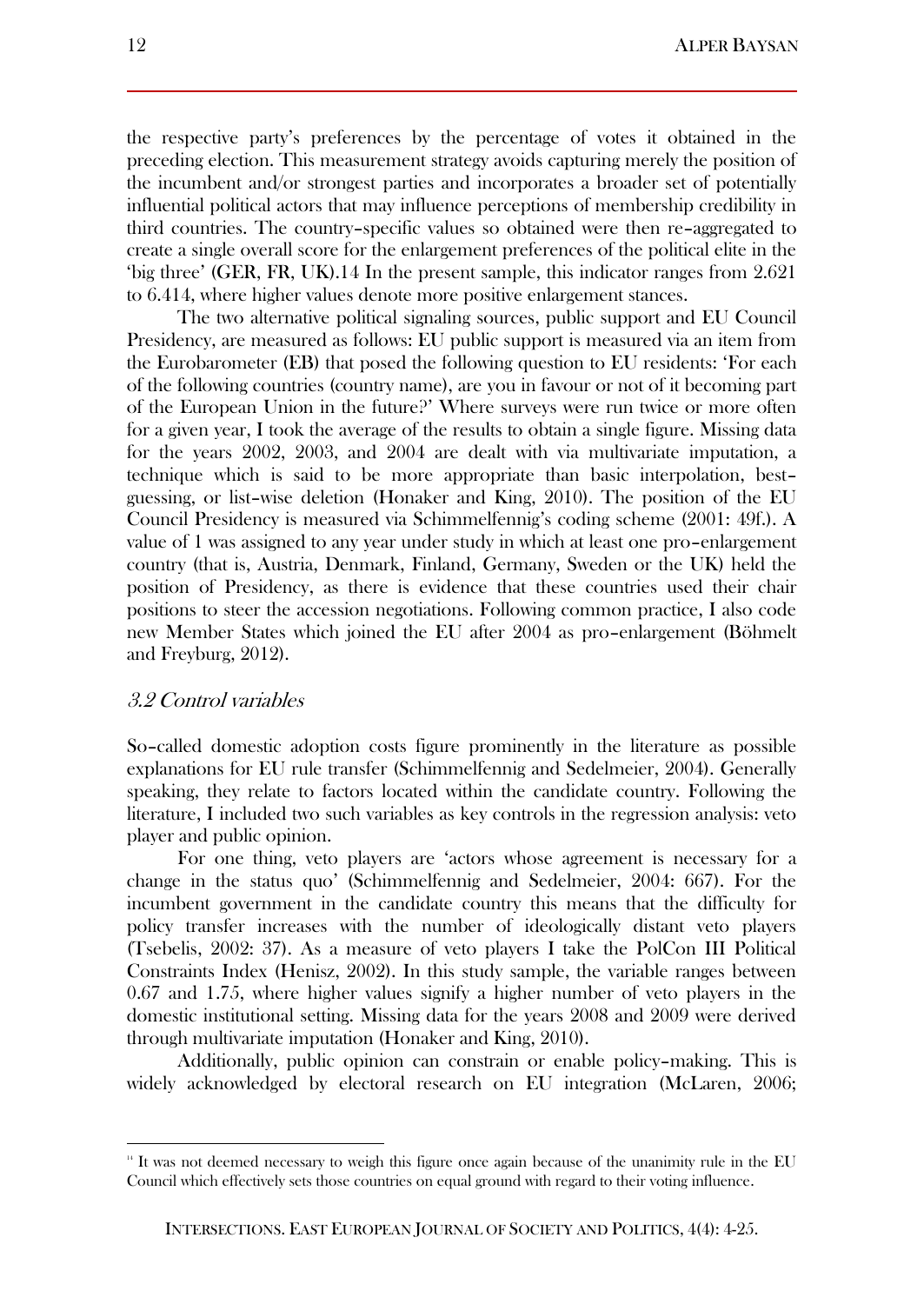the respective party's preferences by the percentage of votes it obtained in the preceding election. This measurement strategy avoids capturing merely the position of the incumbent and/or strongest parties and incorporates a broader set of potentially influential political actors that may influence perceptions of membership credibility in third countries. The country–specific values so obtained were then re–aggregated to create a single overall score for the enlargement preferences of the political elite in the 'big three' (GER, FR, UK).14 In the present sample, this indicator ranges from 2.621 to 6.414, where higher values denote more positive enlargement stances.

The two alternative political signaling sources, public support and EU Council Presidency, are measured as follows: EU public support is measured via an item from the Eurobarometer (EB) that posed the following question to EU residents: 'For each of the following countries (country name), are you in favour or not of it becoming part of the European Union in the future?' Where surveys were run twice or more often for a given year, I took the average of the results to obtain a single figure. Missing data for the years 2002, 2003, and 2004 are dealt with via multivariate imputation, a technique which is said to be more appropriate than basic interpolation, best–guessing, or list–wise deletion (Honaker and King, 2010). The position of the EU Council Presidency is measured via Schimmelfennig's coding scheme (2001: 49f.). A value of 1 was assigned to any year under study in which at least one pro–enlargement country (that is, Austria, Denmark, Finland, Germany, Sweden or the UK) held the position of Presidency, as there is evidence that these countries used their chair positions to steer the accession negotiations. Following common practice, I also code new Member States which joined the EU after 2004 as pro–enlargement (Böhmelt and Freyburg, 2012).

### *3.2 Control variables*

So–called domestic adoption costs figure prominently in the literature as possible explanations for EU rule transfer (Schimmelfennig and Sedelmeier, 2004). Generally speaking, they relate to factors located within the candidate country. Following the literature, I included two such variables as key controls in the regression analysis: veto player and public opinion.

For one thing, veto players are 'actors whose agreement is necessary for a change in the status quo' (Schimmelfennig and Sedelmeier, 2004: 667). For the incumbent government in the candidate country this means that the difficulty for policy transfer increases with the number of ideologically distant veto players (Tsebelis, 2002: 37). As a measure of veto players I take the PolCon III Political Constraints Index (Henisz, 2002). In this study sample, the variable ranges between 0.67 and 1.75, where higher values signify a higher number of veto players in the domestic institutional setting. Missing data for the years 2008 and 2009 were derived through multivariate imputation (Honaker and King, 2010).

Additionally, public opinion can constrain or enable policy–making. This is widely acknowledged by electoral research on EU integration (McLaren, 2006;

---

[14] It was not deemed necessary to weigh this figure once again because of the unanimity rule in the EU Council which effectively sets those countries on equal ground with regard to their voting influence.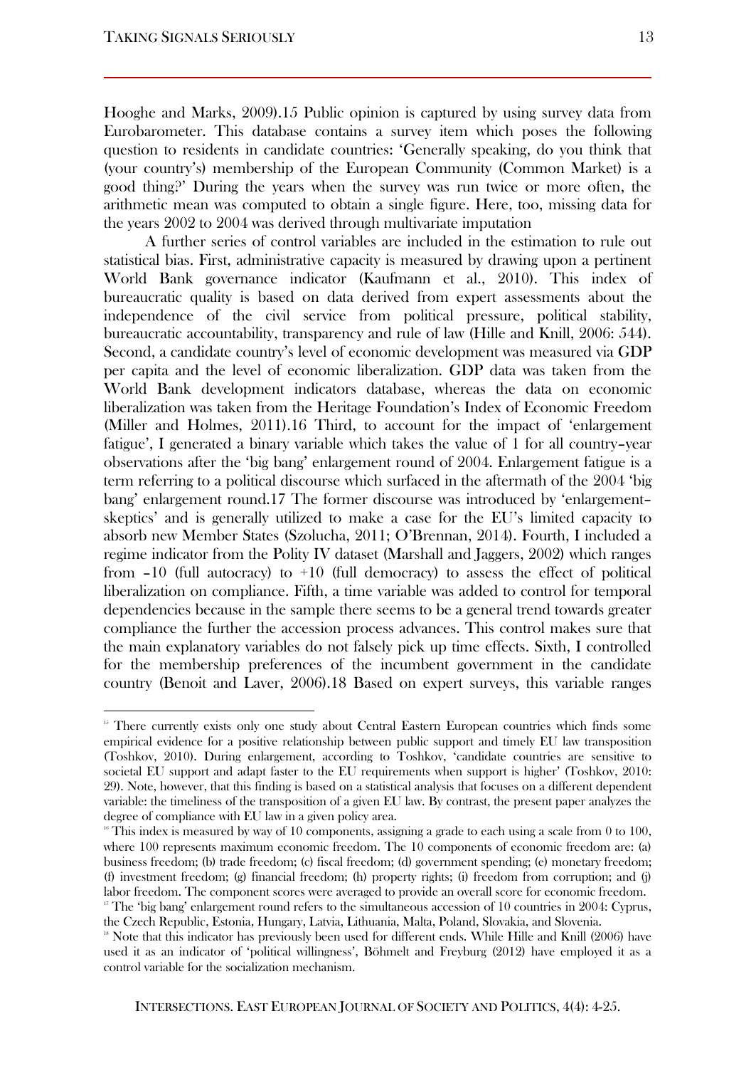Hooghe and Marks, 2009).[15] Public opinion is captured by using survey data from Eurobarometer. This database contains a survey item which poses the following question to residents in candidate countries: 'Generally speaking, do you think that (your country's) membership of the European Community (Common Market) is a good thing?' During the years when the survey was run twice or more often, the arithmetic mean was computed to obtain a single figure. Here, too, missing data for the years 2002 to 2004 was derived through multivariate imputation

A further series of control variables are included in the estimation to rule out statistical bias. First, administrative capacity is measured by drawing upon a pertinent World Bank governance indicator (Kaufmann et al., 2010). This index of bureaucratic quality is based on data derived from expert assessments about the independence of the civil service from political pressure, political stability, bureaucratic accountability, transparency and rule of law (Hille and Knill, 2006: 544). Second, a candidate country's level of economic development was measured via GDP per capita and the level of economic liberalization. GDP data was taken from the World Bank development indicators database, whereas the data on economic liberalization was taken from the Heritage Foundation's Index of Economic Freedom (Miller and Holmes, 2011).[16] Third, to account for the impact of 'enlargement fatigue', I generated a binary variable which takes the value of 1 for all country–year observations after the 'big bang' enlargement round of 2004. Enlargement fatigue is a term referring to a political discourse which surfaced in the aftermath of the 2004 'big bang' enlargement round.[17] The former discourse was introduced by 'enlargement–skeptics' and is generally utilized to make a case for the EU's limited capacity to absorb new Member States (Szolucha, 2011; O'Brennan, 2014). Fourth, I included a regime indicator from the Polity IV dataset (Marshall and Jaggers, 2002) which ranges from –10 (full autocracy) to +10 (full democracy) to assess the effect of political liberalization on compliance. Fifth, a time variable was added to control for temporal dependencies because in the sample there seems to be a general trend towards greater compliance the further the accession process advances. This control makes sure that the main explanatory variables do not falsely pick up time effects. Sixth, I controlled for the membership preferences of the incumbent government in the candidate country (Benoit and Laver, 2006).[18] Based on expert surveys, this variable ranges

---

[15] There currently exists only one study about Central Eastern European countries which finds some empirical evidence for a positive relationship between public support and timely EU law transposition (Toshkov, 2010). During enlargement, according to Toshkov, 'candidate countries are sensitive to societal EU support and adapt faster to the EU requirements when support is higher' (Toshkov, 2010: 29). Note, however, that this finding is based on a statistical analysis that focuses on a different dependent variable: the timeliness of the transposition of a given EU law. By contrast, the present paper analyzes the degree of compliance with EU law in a given policy area.

[16] This index is measured by way of 10 components, assigning a grade to each using a scale from 0 to 100, where 100 represents maximum economic freedom. The 10 components of economic freedom are: (a) business freedom; (b) trade freedom; (c) fiscal freedom; (d) government spending; (e) monetary freedom; (f) investment freedom; (g) financial freedom; (h) property rights; (i) freedom from corruption; and (j) labor freedom. The component scores were averaged to provide an overall score for economic freedom.

[17] The 'big bang' enlargement round refers to the simultaneous accession of 10 countries in 2004: Cyprus, the Czech Republic, Estonia, Hungary, Latvia, Lithuania, Malta, Poland, Slovakia, and Slovenia.

[18] Note that this indicator has previously been used for different ends. While Hille and Knill (2006) have used it as an indicator of 'political willingness', Böhmelt and Freyburg (2012) have employed it as a control variable for the socialization mechanism.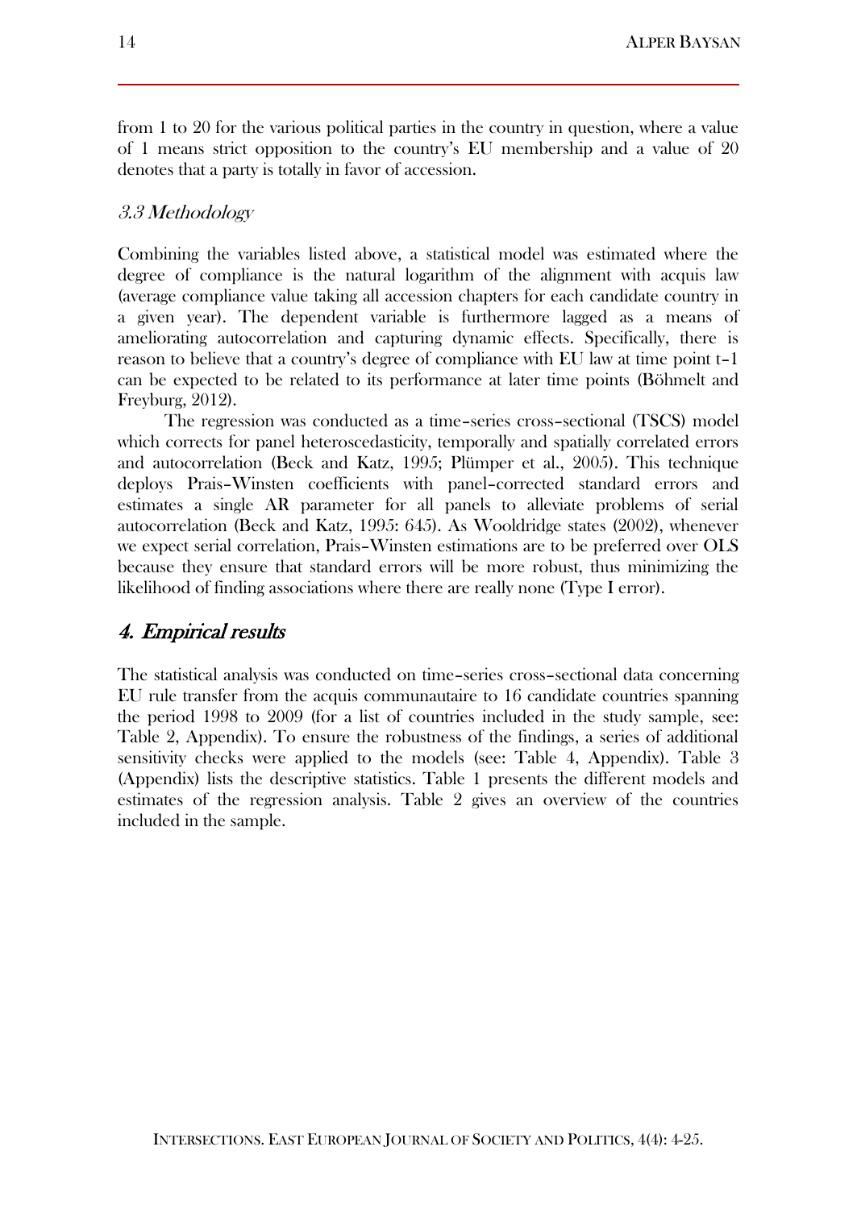from 1 to 20 for the various political parties in the country in question, where a value of 1 means strict opposition to the country's EU membership and a value of 20 denotes that a party is totally in favor of accession.

### *3.3 Methodology*

Combining the variables listed above, a statistical model was estimated where the degree of compliance is the natural logarithm of the alignment with acquis law (average compliance value taking all accession chapters for each candidate country in a given year). The dependent variable is furthermore lagged as a means of ameliorating autocorrelation and capturing dynamic effects. Specifically, there is reason to believe that a country's degree of compliance with EU law at time point t–1 can be expected to be related to its performance at later time points (Böhmelt and Freyburg, 2012).

The regression was conducted as a time–series cross–sectional (TSCS) model which corrects for panel heteroscedasticity, temporally and spatially correlated errors and autocorrelation (Beck and Katz, 1995; Plümper et al., 2005). This technique deploys Prais–Winsten coefficients with panel–corrected standard errors and estimates a single AR parameter for all panels to alleviate problems of serial autocorrelation (Beck and Katz, 1995: 645). As Wooldridge states (2002), whenever we expect serial correlation, Prais–Winsten estimations are to be preferred over OLS because they ensure that standard errors will be more robust, thus minimizing the likelihood of finding associations where there are really none (Type I error).

## *4. Empirical results*

The statistical analysis was conducted on time–series cross–sectional data concerning EU rule transfer from the acquis communautaire to 16 candidate countries spanning the period 1998 to 2009 (for a list of countries included in the study sample, see: Table 2, Appendix). To ensure the robustness of the findings, a series of additional sensitivity checks were applied to the models (see: Table 4, Appendix). Table 3 (Appendix) lists the descriptive statistics. Table 1 presents the different models and estimates of the regression analysis. Table 2 gives an overview of the countries included in the sample.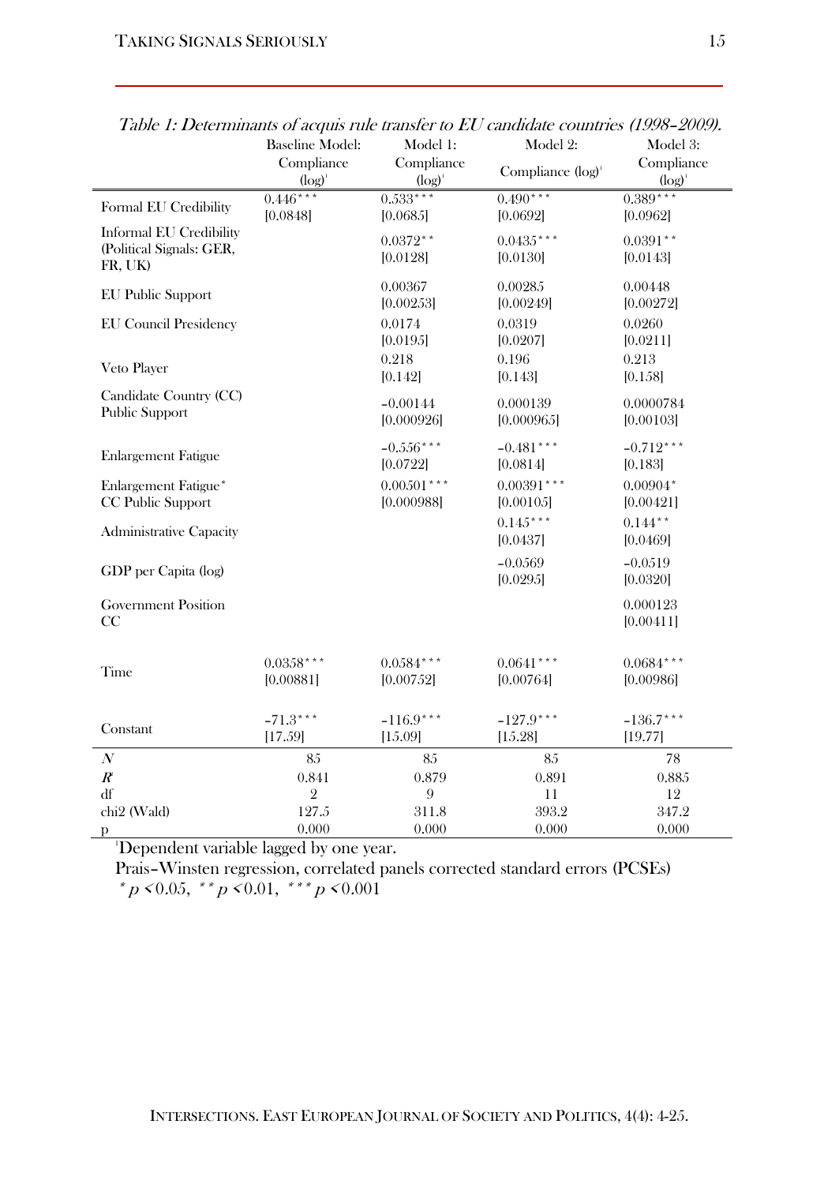*Table 1: Determinants of acquis rule transfer to EU candidate countries (1998–2009).*

| | Baseline Model: Compliance (log)[1] | Model 1: Compliance (log)[1] | Model 2: Compliance (log)[1] | Model 3: Compliance (log)[1] |
|---|---|---|---|---|
| Formal EU Credibility | 0.446*** [0.0848] | 0.533*** [0.0685] | 0.490*** [0.0692] | 0.389*** [0.0962] |
| Informal EU Credibility (Political Signals: GER, FR, UK) | | 0.0372** [0.0128] | 0.0435*** [0.0130] | 0.0391** [0.0143] |
| EU Public Support | | 0.00367 [0.00253] | 0.00285 [0.00249] | 0.00448 [0.00272] |
| EU Council Presidency | | 0.0174 [0.0195] | 0.0319 [0.0207] | 0.0260 [0.0211] |
| Veto Player | | 0.218 [0.142] | 0.196 [0.143] | 0.213 [0.158] |
| Candidate Country (CC) Public Support | | −0.00144 [0.000926] | 0.000139 [0.000965] | 0.0000784 [0.00103] |
| Enlargement Fatigue | | −0.556*** [0.0722] | −0.481*** [0.0814] | −0.712*** [0.183] |
| Enlargement Fatigue* CC Public Support | | 0.00501*** [0.000988] | 0.00391*** [0.00105] | 0.00904* [0.00421] |
| Administrative Capacity | | | 0.145*** [0.0437] | 0.144** [0.0469] |
| GDP per Capita (log) | | | −0.0569 [0.0295] | −0.0519 [0.0320] |
| Government Position CC | | | | 0.000123 [0.00411] |
| Time | 0.0358*** [0.00881] | 0.0584*** [0.00752] | 0.0641*** [0.00764] | 0.0684*** [0.00986] |
| Constant | −71.3*** [17.59] | −116.9*** [15.09] | −127.9*** [15.28] | −136.7*** [19.77] |
| *N* | 85 | 85 | 85 | 78 |
| $R^2$ | 0.841 | 0.879 | 0.891 | 0.885 |
| df | 2 | 9 | 11 | 12 |
| chi2 (Wald) | 127.5 | 311.8 | 393.2 | 347.2 |
| p | 0.000 | 0.000 | 0.000 | 0.000 |

[1]Dependent variable lagged by one year.

Prais–Winsten regression, correlated panels corrected standard errors (PCSEs)

* $p < 0.05$, ** $p < 0.01$, *** $p < 0.001$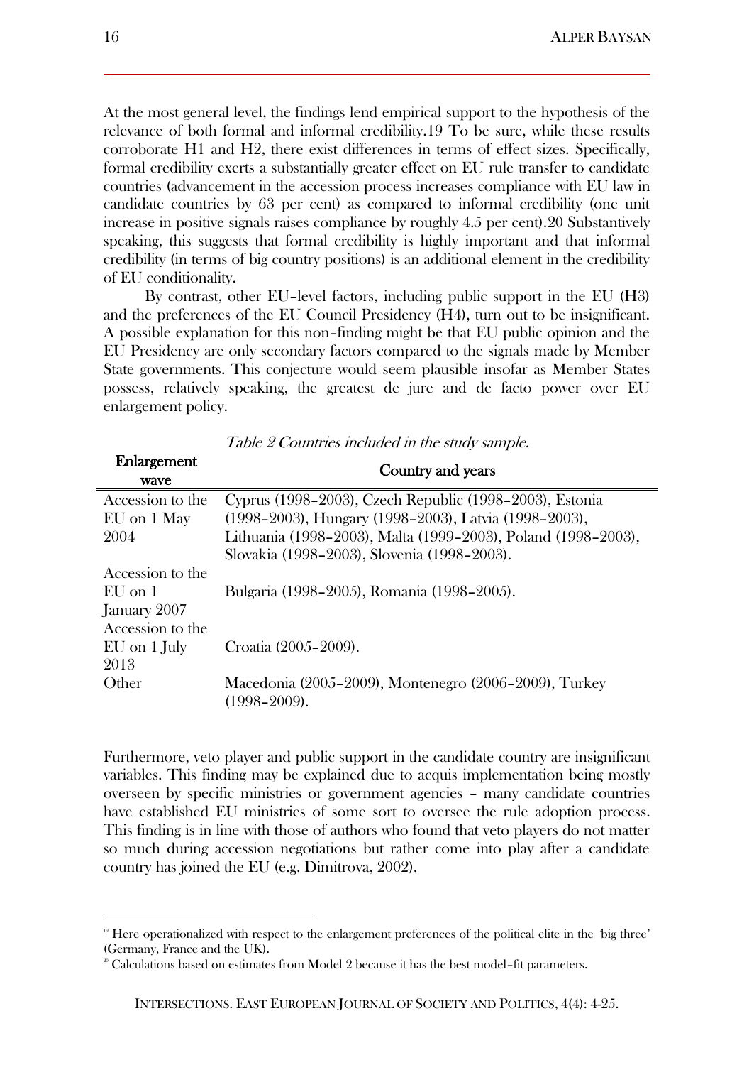At the most general level, the findings lend empirical support to the hypothesis of the relevance of both formal and informal credibility.[19] To be sure, while these results corroborate H1 and H2, there exist differences in terms of effect sizes. Specifically, formal credibility exerts a substantially greater effect on EU rule transfer to candidate countries (advancement in the accession process increases compliance with EU law in candidate countries by 63 per cent) as compared to informal credibility (one unit increase in positive signals raises compliance by roughly 4.5 per cent).[20] Substantively speaking, this suggests that formal credibility is highly important and that informal credibility (in terms of big country positions) is an additional element in the credibility of EU conditionality.

By contrast, other EU-level factors, including public support in the EU (H3) and the preferences of the EU Council Presidency (H4), turn out to be insignificant. A possible explanation for this non-finding might be that EU public opinion and the EU Presidency are only secondary factors compared to the signals made by Member State governments. This conjecture would seem plausible insofar as Member States possess, relatively speaking, the greatest de jure and de facto power over EU enlargement policy.

*Table 2 Countries included in the study sample.*

| Enlargement wave | Country and years |
|---|---|
| Accession to the EU on 1 May 2004 | Cyprus (1998–2003), Czech Republic (1998–2003), Estonia (1998–2003), Hungary (1998–2003), Latvia (1998–2003), Lithuania (1998–2003), Malta (1999–2003), Poland (1998–2003), Slovakia (1998–2003), Slovenia (1998–2003). |
| Accession to the EU on 1 January 2007 | Bulgaria (1998–2005), Romania (1998–2005). |
| Accession to the EU on 1 July 2013 | Croatia (2005–2009). |
| Other | Macedonia (2005–2009), Montenegro (2006–2009), Turkey (1998–2009). |

Furthermore, veto player and public support in the candidate country are insignificant variables. This finding may be explained due to acquis implementation being mostly overseen by specific ministries or government agencies – many candidate countries have established EU ministries of some sort to oversee the rule adoption process. This finding is in line with those of authors who found that veto players do not matter so much during accession negotiations but rather come into play after a candidate country has joined the EU (e.g. Dimitrova, 2002).

---

[19] Here operationalized with respect to the enlargement preferences of the political elite in the 'big three' (Germany, France and the UK).

[20] Calculations based on estimates from Model 2 because it has the best model-fit parameters.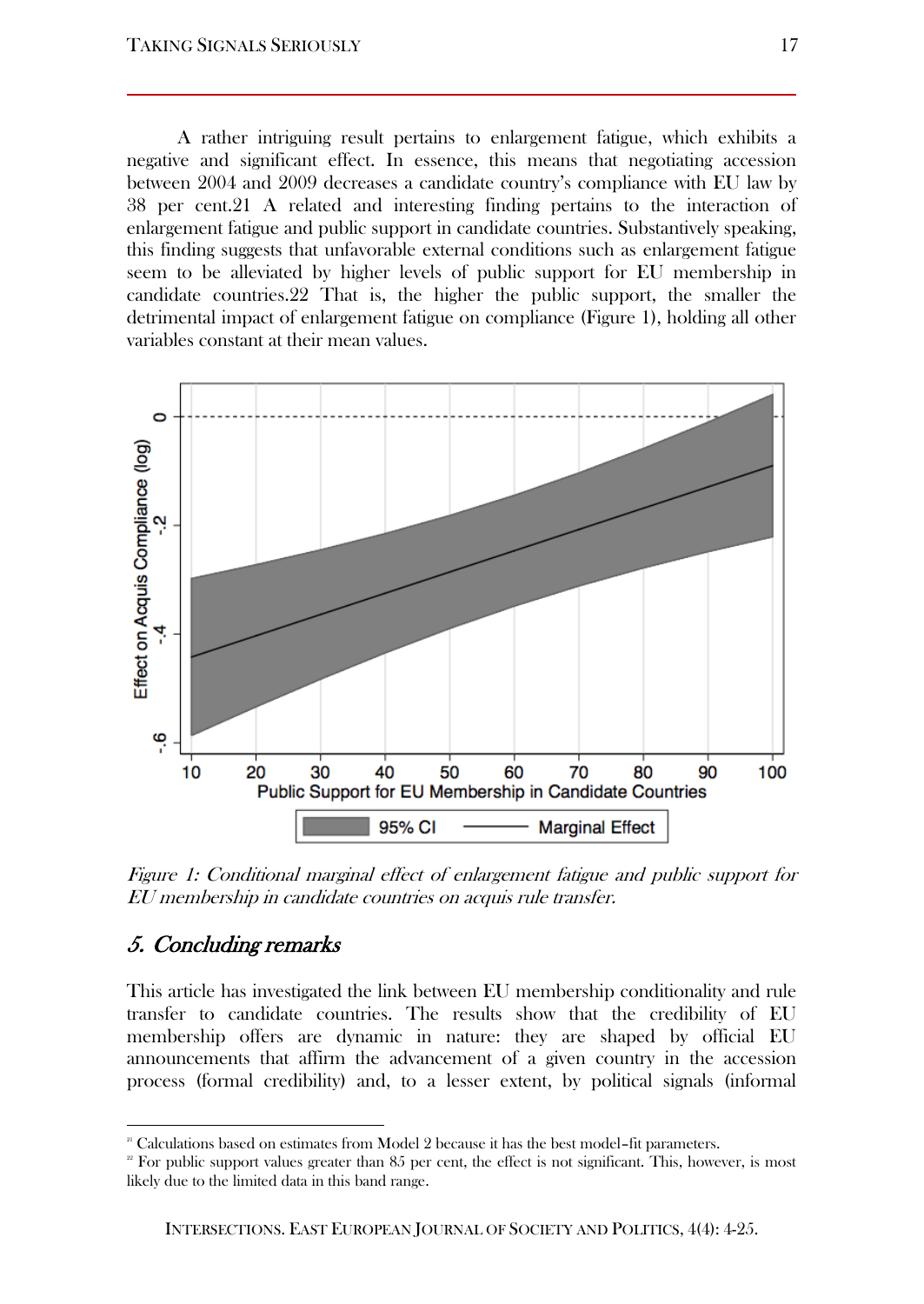A rather intriguing result pertains to enlargement fatigue, which exhibits a negative and significant effect. In essence, this means that negotiating accession between 2004 and 2009 decreases a candidate country's compliance with EU law by 38 per cent.[21] A related and interesting finding pertains to the interaction of enlargement fatigue and public support in candidate countries. Substantively speaking, this finding suggests that unfavorable external conditions such as enlargement fatigue seem to be alleviated by higher levels of public support for EU membership in candidate countries.[22] That is, the higher the public support, the smaller the detrimental impact of enlargement fatigue on compliance (Figure 1), holding all other variables constant at their mean values.

*Figure 1: Conditional marginal effect of enlargement fatigue and public support for EU membership in candidate countries on acquis rule transfer.*

## 5. Concluding remarks

This article has investigated the link between EU membership conditionality and rule transfer to candidate countries. The results show that the credibility of EU membership offers are dynamic in nature: they are shaped by official EU announcements that affirm the advancement of a given country in the accession process (formal credibility) and, to a lesser extent, by political signals (informal

[21] Calculations based on estimates from Model 2 because it has the best model-fit parameters.

[22] For public support values greater than 85 per cent, the effect is not significant. This, however, is most likely due to the limited data in this band range.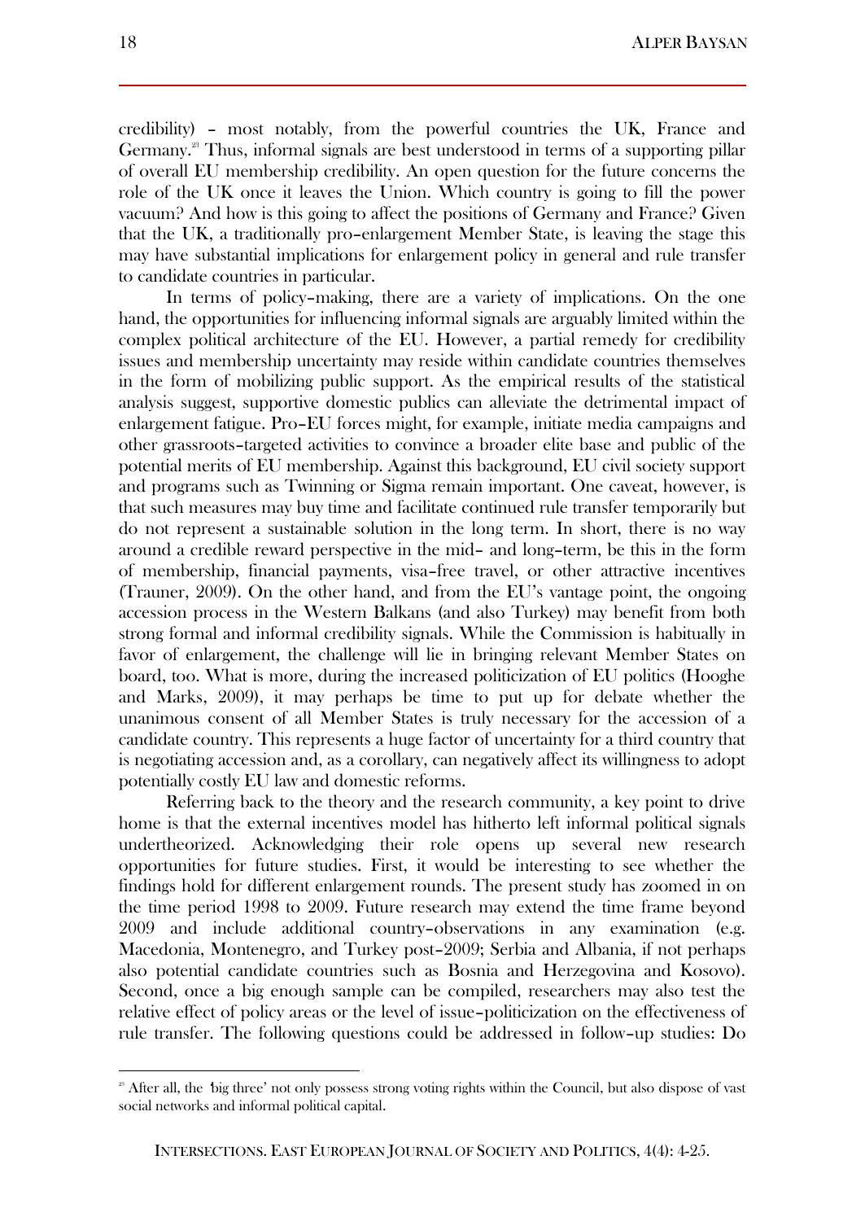credibility) – most notably, from the powerful countries the UK, France and Germany.[23] Thus, informal signals are best understood in terms of a supporting pillar of overall EU membership credibility. An open question for the future concerns the role of the UK once it leaves the Union. Which country is going to fill the power vacuum? And how is this going to affect the positions of Germany and France? Given that the UK, a traditionally pro–enlargement Member State, is leaving the stage this may have substantial implications for enlargement policy in general and rule transfer to candidate countries in particular.

In terms of policy–making, there are a variety of implications. On the one hand, the opportunities for influencing informal signals are arguably limited within the complex political architecture of the EU. However, a partial remedy for credibility issues and membership uncertainty may reside within candidate countries themselves in the form of mobilizing public support. As the empirical results of the statistical analysis suggest, supportive domestic publics can alleviate the detrimental impact of enlargement fatigue. Pro–EU forces might, for example, initiate media campaigns and other grassroots–targeted activities to convince a broader elite base and public of the potential merits of EU membership. Against this background, EU civil society support and programs such as Twinning or Sigma remain important. One caveat, however, is that such measures may buy time and facilitate continued rule transfer temporarily but do not represent a sustainable solution in the long term. In short, there is no way around a credible reward perspective in the mid– and long–term, be this in the form of membership, financial payments, visa–free travel, or other attractive incentives (Trauner, 2009). On the other hand, and from the EU's vantage point, the ongoing accession process in the Western Balkans (and also Turkey) may benefit from both strong formal and informal credibility signals. While the Commission is habitually in favor of enlargement, the challenge will lie in bringing relevant Member States on board, too. What is more, during the increased politicization of EU politics (Hooghe and Marks, 2009), it may perhaps be time to put up for debate whether the unanimous consent of all Member States is truly necessary for the accession of a candidate country. This represents a huge factor of uncertainty for a third country that is negotiating accession and, as a corollary, can negatively affect its willingness to adopt potentially costly EU law and domestic reforms.

Referring back to the theory and the research community, a key point to drive home is that the external incentives model has hitherto left informal political signals undertheorized. Acknowledging their role opens up several new research opportunities for future studies. First, it would be interesting to see whether the findings hold for different enlargement rounds. The present study has zoomed in on the time period 1998 to 2009. Future research may extend the time frame beyond 2009 and include additional country–observations in any examination (e.g. Macedonia, Montenegro, and Turkey post–2009; Serbia and Albania, if not perhaps also potential candidate countries such as Bosnia and Herzegovina and Kosovo). Second, once a big enough sample can be compiled, researchers may also test the relative effect of policy areas or the level of issue–politicization on the effectiveness of rule transfer. The following questions could be addressed in follow–up studies: Do

---

[23] After all, the 'big three' not only possess strong voting rights within the Council, but also dispose of vast social networks and informal political capital.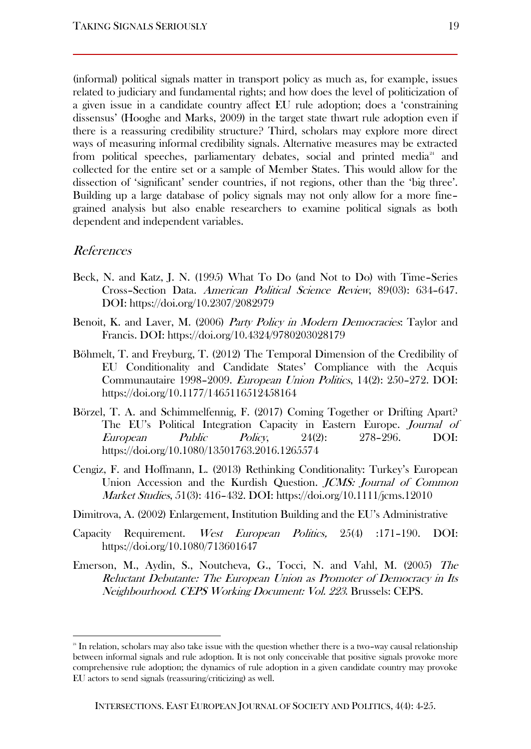(informal) political signals matter in transport policy as much as, for example, issues related to judiciary and fundamental rights; and how does the level of politicization of a given issue in a candidate country affect EU rule adoption; does a 'constraining dissensus' (Hooghe and Marks, 2009) in the target state thwart rule adoption even if there is a reassuring credibility structure? Third, scholars may explore more direct ways of measuring informal credibility signals. Alternative measures may be extracted from political speeches, parliamentary debates, social and printed media[24] and collected for the entire set or a sample of Member States. This would allow for the dissection of 'significant' sender countries, if not regions, other than the 'big three'. Building up a large database of policy signals may not only allow for a more fine-grained analysis but also enable researchers to examine political signals as both dependent and independent variables.

## *References*

- Beck, N. and Katz, J. N. (1995) What To Do (and Not to Do) with Time–Series Cross–Section Data. *American Political Science Review*, 89(03): 634–647. DOI: https://doi.org/10.2307/2082979
- Benoit, K. and Laver, M. (2006) *Party Policy in Modern Democracies*: Taylor and Francis. DOI: https://doi.org/10.4324/9780203028179
- Böhmelt, T. and Freyburg, T. (2012) The Temporal Dimension of the Credibility of EU Conditionality and Candidate States' Compliance with the Acquis Communautaire 1998–2009. *European Union Politics*, 14(2): 250–272. DOI: https://doi.org/10.1177/1465116512458164
- Börzel, T. A. and Schimmelfennig, F. (2017) Coming Together or Drifting Apart? The EU's Political Integration Capacity in Eastern Europe. *Journal of European Public Policy*, 24(2): 278–296. DOI: https://doi.org/10.1080/13501763.2016.1265574
- Cengiz, F. and Hoffmann, L. (2013) Rethinking Conditionality: Turkey's European Union Accession and the Kurdish Question. *JCMS: Journal of Common Market Studies*, 51(3): 416–432. DOI: https://doi.org/10.1111/jcms.12010
- Dimitrova, A. (2002) Enlargement, Institution Building and the EU's Administrative Capacity Requirement. *West European Politics,* 25(4) :171–190. DOI: https://doi.org/10.1080/713601647
- Emerson, M., Aydin, S., Noutcheva, G., Tocci, N. and Vahl, M. (2005) *The Reluctant Debutante: The European Union as Promoter of Democracy in Its Neighbourhood. CEPS Working Document: Vol. 223*. Brussels: CEPS.

[24] In relation, scholars may also take issue with the question whether there is a two–way causal relationship between informal signals and rule adoption. It is not only conceivable that positive signals provoke more comprehensive rule adoption; the dynamics of rule adoption in a given candidate country may provoke EU actors to send signals (reassuring/criticizing) as well.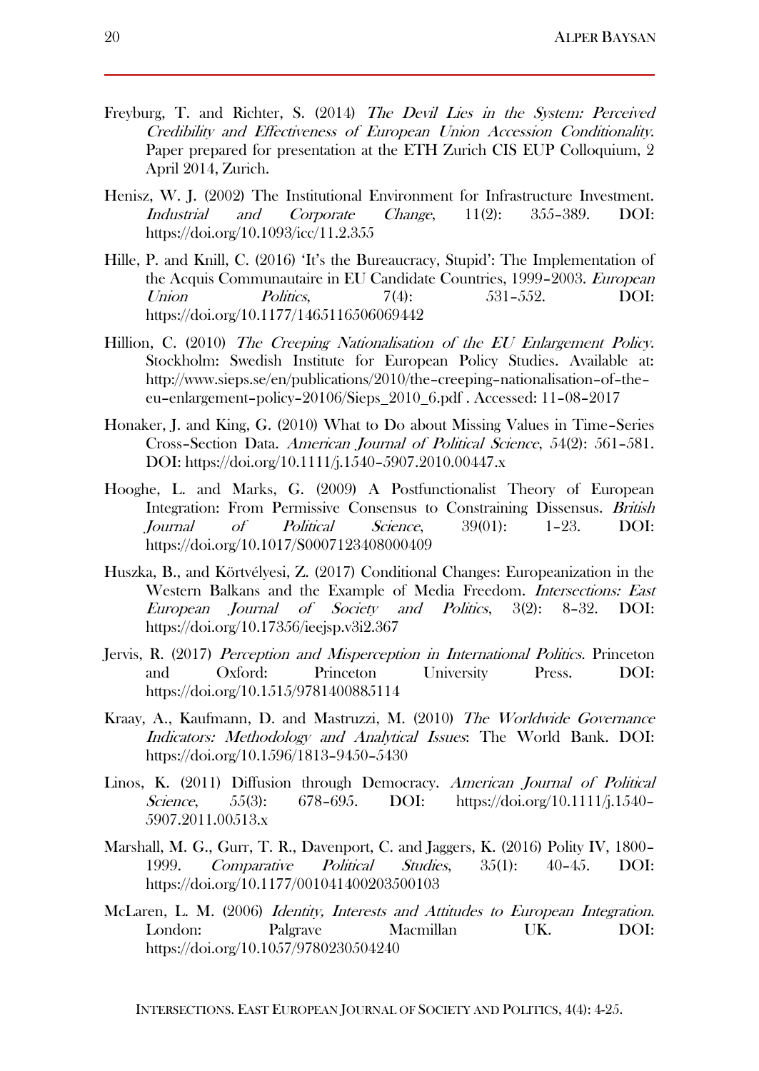Freyburg, T. and Richter, S. (2014) *The Devil Lies in the System: Perceived Credibility and Effectiveness of European Union Accession Conditionality*. Paper prepared for presentation at the ETH Zurich CIS EUP Colloquium, 2 April 2014, Zurich.

Henisz, W. J. (2002) The Institutional Environment for Infrastructure Investment. *Industrial and Corporate Change*, 11(2): 355–389. DOI: https://doi.org/10.1093/icc/11.2.355

Hille, P. and Knill, C. (2016) 'It's the Bureaucracy, Stupid': The Implementation of the Acquis Communautaire in EU Candidate Countries, 1999–2003. *European Union Politics*, 7(4): 531–552. DOI: https://doi.org/10.1177/1465116506069442

Hillion, C. (2010) *The Creeping Nationalisation of the EU Enlargement Policy*. Stockholm: Swedish Institute for European Policy Studies. Available at: http://www.sieps.se/en/publications/2010/the-creeping-nationalisation-of-the-eu-enlargement-policy-20106/Sieps_2010_6.pdf . Accessed: 11-08-2017

Honaker, J. and King, G. (2010) What to Do about Missing Values in Time-Series Cross-Section Data. *American Journal of Political Science*, 54(2): 561–581. DOI: https://doi.org/10.1111/j.1540-5907.2010.00447.x

Hooghe, L. and Marks, G. (2009) A Postfunctionalist Theory of European Integration: From Permissive Consensus to Constraining Dissensus. *British Journal of Political Science*, 39(01): 1–23. DOI: https://doi.org/10.1017/S0007123408000409

Huszka, B., and Körtvélyesi, Z. (2017) Conditional Changes: Europeanization in the Western Balkans and the Example of Media Freedom. *Intersections: East European Journal of Society and Politics*, 3(2): 8–32. DOI: https://doi.org/10.17356/ieejsp.v3i2.367

Jervis, R. (2017) *Perception and Misperception in International Politics*. Princeton and Oxford: Princeton University Press. DOI: https://doi.org/10.1515/9781400885114

Kraay, A., Kaufmann, D. and Mastruzzi, M. (2010) *The Worldwide Governance Indicators: Methodology and Analytical Issues*: The World Bank. DOI: https://doi.org/10.1596/1813-9450-5430

Linos, K. (2011) Diffusion through Democracy. *American Journal of Political Science*, 55(3): 678–695. DOI: https://doi.org/10.1111/j.1540-5907.2011.00513.x

Marshall, M. G., Gurr, T. R., Davenport, C. and Jaggers, K. (2016) Polity IV, 1800–1999. *Comparative Political Studies*, 35(1): 40–45. DOI: https://doi.org/10.1177/001041400203500103

McLaren, L. M. (2006) *Identity, Interests and Attitudes to European Integration*. London: Palgrave Macmillan UK. DOI: https://doi.org/10.1057/9780230504240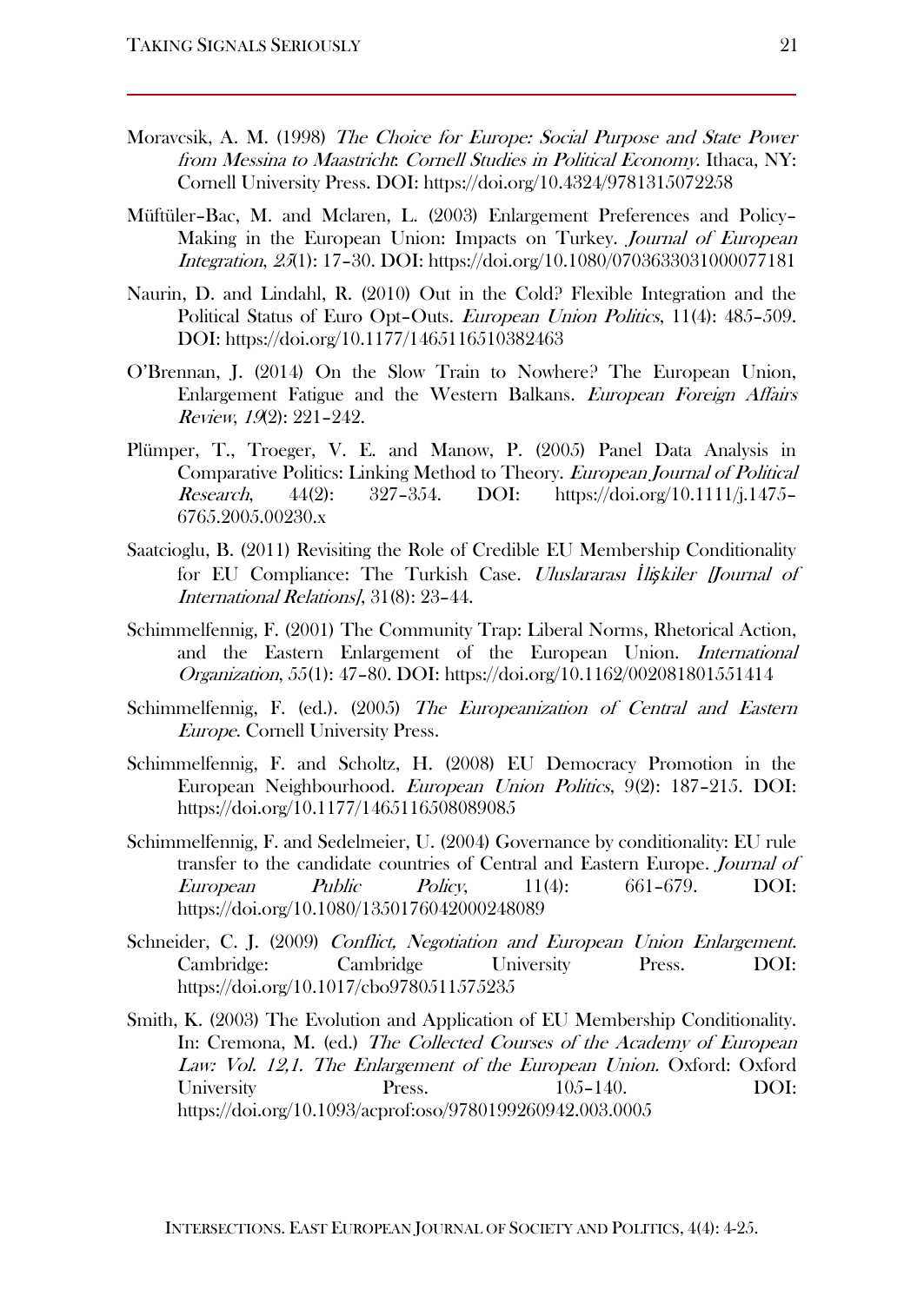Moravcsik, A. M. (1998) *The Choice for Europe: Social Purpose and State Power from Messina to Maastricht*: *Cornell Studies in Political Economy*. Ithaca, NY: Cornell University Press. DOI: https://doi.org/10.4324/9781315072258

Müftüler–Bac, M. and Mclaren, L. (2003) Enlargement Preferences and Policy–Making in the European Union: Impacts on Turkey. *Journal of European Integration*, *25*(1): 17–30. DOI: https://doi.org/10.1080/0703633031000077181

Naurin, D. and Lindahl, R. (2010) Out in the Cold? Flexible Integration and the Political Status of Euro Opt–Outs. *European Union Politics*, 11(4): 485–509. DOI: https://doi.org/10.1177/1465116510382463

O'Brennan, J. (2014) On the Slow Train to Nowhere? The European Union, Enlargement Fatigue and the Western Balkans. *European Foreign Affairs Review*, *19*(2): 221–242.

Plümper, T., Troeger, V. E. and Manow, P. (2005) Panel Data Analysis in Comparative Politics: Linking Method to Theory. *European Journal of Political Research*, 44(2): 327–354. DOI: https://doi.org/10.1111/j.1475-6765.2005.00230.x

Saatcioglu, B. (2011) Revisiting the Role of Credible EU Membership Conditionality for EU Compliance: The Turkish Case. *Uluslararası İlişkiler [Journal of International Relations]*, 31(8): 23–44.

Schimmelfennig, F. (2001) The Community Trap: Liberal Norms, Rhetorical Action, and the Eastern Enlargement of the European Union. *International Organization*, *55*(1): 47–80. DOI: https://doi.org/10.1162/002081801551414

Schimmelfennig, F. (ed.). (2005) *The Europeanization of Central and Eastern Europe*. Cornell University Press.

Schimmelfennig, F. and Scholtz, H. (2008) EU Democracy Promotion in the European Neighbourhood. *European Union Politics*, 9(2): 187–215. DOI: https://doi.org/10.1177/1465116508089085

Schimmelfennig, F. and Sedelmeier, U. (2004) Governance by conditionality: EU rule transfer to the candidate countries of Central and Eastern Europe. *Journal of European Public Policy*, 11(4): 661–679. DOI: https://doi.org/10.1080/1350176042000248089

Schneider, C. J. (2009) *Conflict, Negotiation and European Union Enlargement*. Cambridge: Cambridge University Press. DOI: https://doi.org/10.1017/cbo9780511575235

Smith, K. (2003) The Evolution and Application of EU Membership Conditionality. In: Cremona, M. (ed.) *The Collected Courses of the Academy of European Law: Vol. 12,1. The Enlargement of the European Union*. Oxford: Oxford University Press. 105–140. DOI: https://doi.org/10.1093/acprof:oso/9780199260942.003.0005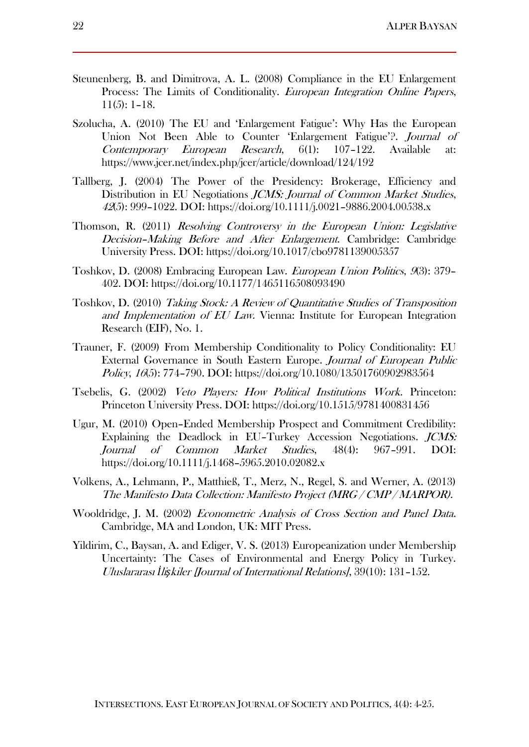Steunenberg, B. and Dimitrova, A. L. (2008) Compliance in the EU Enlargement Process: The Limits of Conditionality. *European Integration Online Papers*, 11(5): 1–18.

Szolucha, A. (2010) The EU and 'Enlargement Fatigue': Why Has the European Union Not Been Able to Counter 'Enlargement Fatigue'?. *Journal of Contemporary European Research*, 6(1): 107–122. Available at: https://www.jcer.net/index.php/jcer/article/download/124/192

Tallberg, J. (2004) The Power of the Presidency: Brokerage, Efficiency and Distribution in EU Negotiations *JCMS: Journal of Common Market Studies*, *42*(5): 999–1022. DOI: https://doi.org/10.1111/j.0021-9886.2004.00538.x

Thomson, R. (2011) *Resolving Controversy in the European Union: Legislative Decision-Making Before and After Enlargement*. Cambridge: Cambridge University Press. DOI: https://doi.org/10.1017/cbo9781139005357

Toshkov, D. (2008) Embracing European Law. *European Union Politics*, *9*(3): 379–402. DOI: https://doi.org/10.1177/1465116508093490

Toshkov, D. (2010) *Taking Stock: A Review of Quantitative Studies of Transposition and Implementation of EU Law*. Vienna: Institute for European Integration Research (EIF), No. 1.

Trauner, F. (2009) From Membership Conditionality to Policy Conditionality: EU External Governance in South Eastern Europe. *Journal of European Public Policy*, *16*(5): 774–790. DOI: https://doi.org/10.1080/13501760902983564

Tsebelis, G. (2002) *Veto Players: How Political Institutions Work*. Princeton: Princeton University Press. DOI: https://doi.org/10.1515/9781400831456

Ugur, M. (2010) Open-Ended Membership Prospect and Commitment Credibility: Explaining the Deadlock in EU-Turkey Accession Negotiations. *JCMS: Journal of Common Market Studies*, 48(4): 967–991. DOI: https://doi.org/10.1111/j.1468-5965.2010.02082.x

Volkens, A., Lehmann, P., Matthieß, T., Merz, N., Regel, S. and Werner, A. (2013) *The Manifesto Data Collection: Manifesto Project (MRG / CMP / MARPOR).*

Wooldridge, J. M. (2002) *Econometric Analysis of Cross Section and Panel Data*. Cambridge, MA and London, UK: MIT Press.

Yildirim, C., Baysan, A. and Ediger, V. S. (2013) Europeanization under Membership Uncertainty: The Cases of Environmental and Energy Policy in Turkey. *Uluslararası İlişkiler [Journal of International Relations]*, 39(10): 131–152.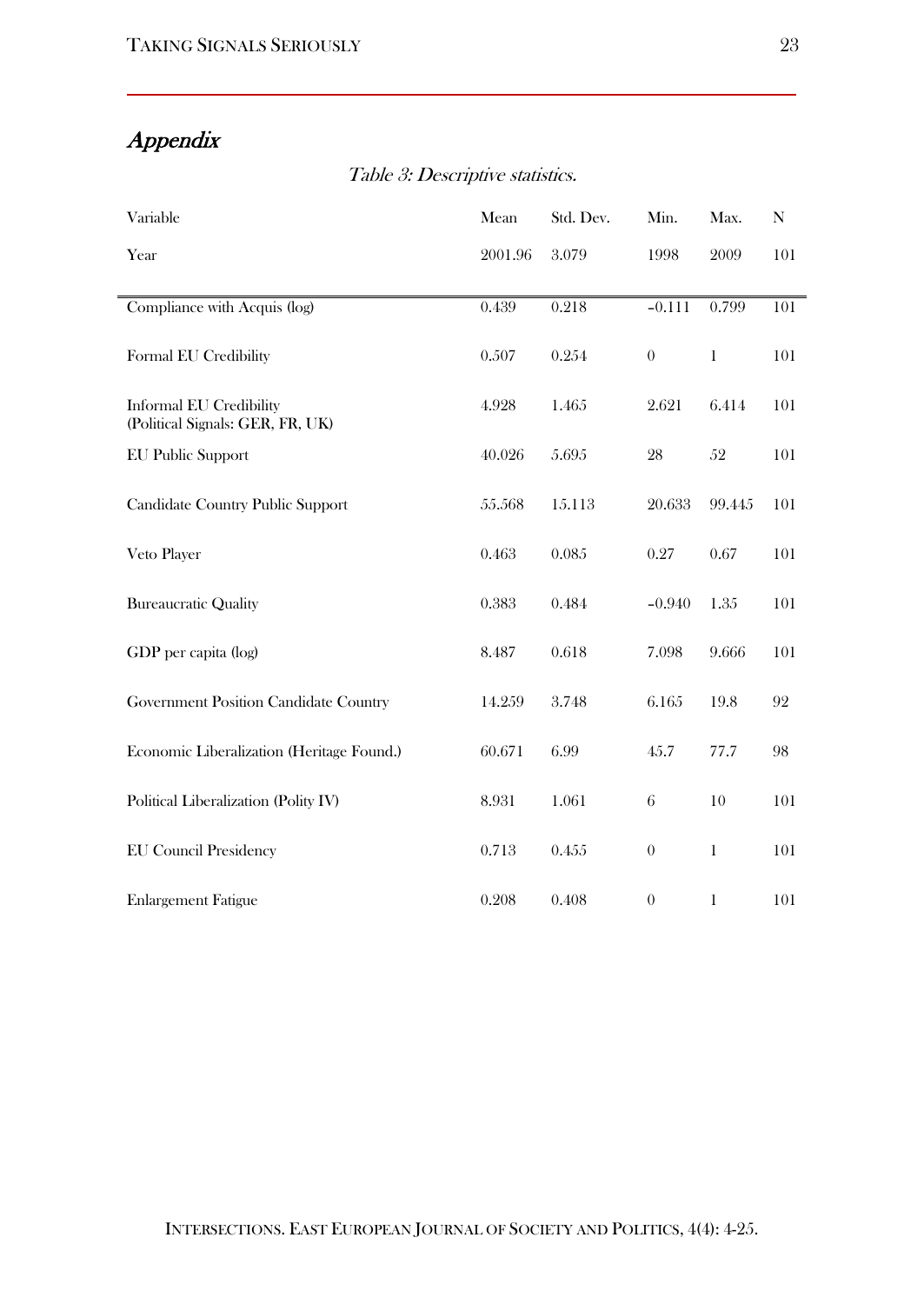# *Appendix*

*Table 3: Descriptive statistics.*

| Variable | Mean | Std. Dev. | Min. | Max. | N |
|---|---|---|---|---|---|
| Year | 2001.96 | 3.079 | 1998 | 2009 | 101 |
| Compliance with Acquis (log) | 0.439 | 0.218 | –0.111 | 0.799 | 101 |
| Formal EU Credibility | 0.507 | 0.254 | 0 | 1 | 101 |
| Informal EU Credibility (Political Signals: GER, FR, UK) | 4.928 | 1.465 | 2.621 | 6.414 | 101 |
| EU Public Support | 40.026 | 5.695 | 28 | 52 | 101 |
| Candidate Country Public Support | 55.568 | 15.113 | 20.633 | 99.445 | 101 |
| Veto Player | 0.463 | 0.085 | 0.27 | 0.67 | 101 |
| Bureaucratic Quality | 0.383 | 0.484 | –0.940 | 1.35 | 101 |
| GDP per capita (log) | 8.487 | 0.618 | 7.098 | 9.666 | 101 |
| Government Position Candidate Country | 14.259 | 3.748 | 6.165 | 19.8 | 92 |
| Economic Liberalization (Heritage Found.) | 60.671 | 6.99 | 45.7 | 77.7 | 98 |
| Political Liberalization (Polity IV) | 8.931 | 1.061 | 6 | 10 | 101 |
| EU Council Presidency | 0.713 | 0.455 | 0 | 1 | 101 |
| Enlargement Fatigue | 0.208 | 0.408 | 0 | 1 | 101 |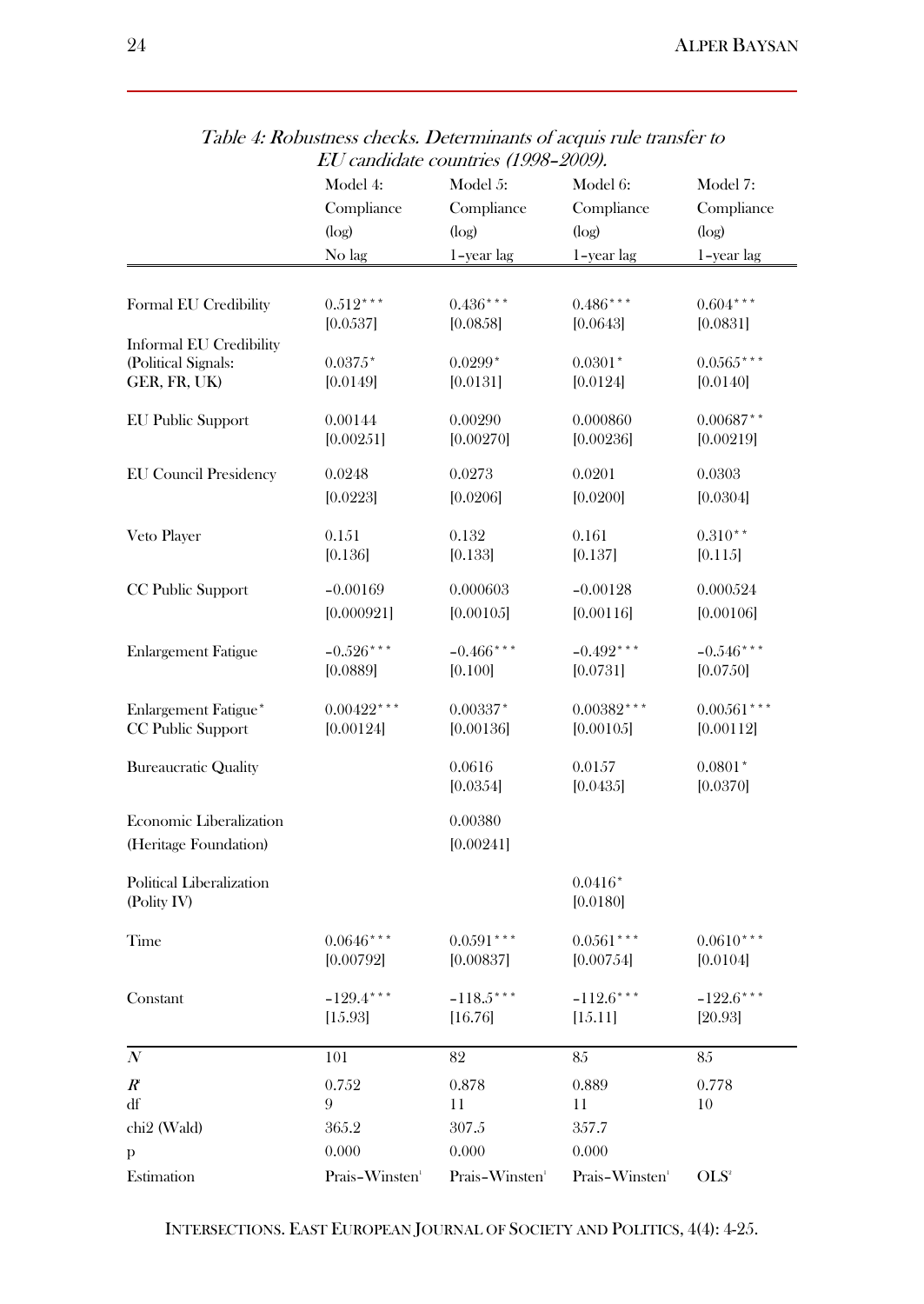*Table 4: Robustness checks. Determinants of acquis rule transfer to EU candidate countries (1998–2009).*

| | Model 4: Compliance (log) No lag | Model 5: Compliance (log) 1-year lag | Model 6: Compliance (log) 1-year lag | Model 7: Compliance (log) 1-year lag |
|---|---|---|---|---|
| Formal EU Credibility | 0.512*** | 0.436*** | 0.486*** | 0.604*** |
| | [0.0537] | [0.0858] | [0.0643] | [0.0831] |
| Informal EU Credibility (Political Signals: GER, FR, UK) | 0.0375* | 0.0299* | 0.0301* | 0.0565*** |
| | [0.0149] | [0.0131] | [0.0124] | [0.0140] |
| EU Public Support | 0.00144 | 0.00290 | 0.000860 | 0.00687** |
| | [0.00251] | [0.00270] | [0.00236] | [0.00219] |
| EU Council Presidency | 0.0248 | 0.0273 | 0.0201 | 0.0303 |
| | [0.0223] | [0.0206] | [0.0200] | [0.0304] |
| Veto Player | 0.151 | 0.132 | 0.161 | 0.310** |
| | [0.136] | [0.133] | [0.137] | [0.115] |
| CC Public Support | -0.00169 | 0.000603 | -0.00128 | 0.000524 |
| | [0.000921] | [0.00105] | [0.00116] | [0.00106] |
| Enlargement Fatigue | -0.526*** | -0.466*** | -0.492*** | -0.546*** |
| | [0.0889] | [0.100] | [0.0731] | [0.0750] |
| Enlargement Fatigue* CC Public Support | 0.00422*** | 0.00337* | 0.00382*** | 0.00561*** |
| | [0.00124] | [0.00136] | [0.00105] | [0.00112] |
| Bureaucratic Quality | | 0.0616 | 0.0157 | 0.0801* |
| | | [0.0354] | [0.0435] | [0.0370] |
| Economic Liberalization (Heritage Foundation) | | 0.00380 | | |
| | | [0.00241] | | |
| Political Liberalization (Polity IV) | | | 0.0416* | |
| | | | [0.0180] | |
| Time | 0.0646*** | 0.0591*** | 0.0561*** | 0.0610*** |
| | [0.00792] | [0.00837] | [0.00754] | [0.0104] |
| Constant | -129.4*** | -118.5*** | -112.6*** | -122.6*** |
| | [15.93] | [16.76] | [15.11] | [20.93] |
| $N$ | 101 | 82 | 85 | 85 |
| $R^2$ | 0.752 | 0.878 | 0.889 | 0.778 |
| df | 9 | 11 | 11 | 10 |
| chi2 (Wald) | 365.2 | 307.5 | 357.7 | |
| p | 0.000 | 0.000 | 0.000 | |
| Estimation | Prais-Winsten[1] | Prais-Winsten[1] | Prais-Winsten[1] | OLS[2] |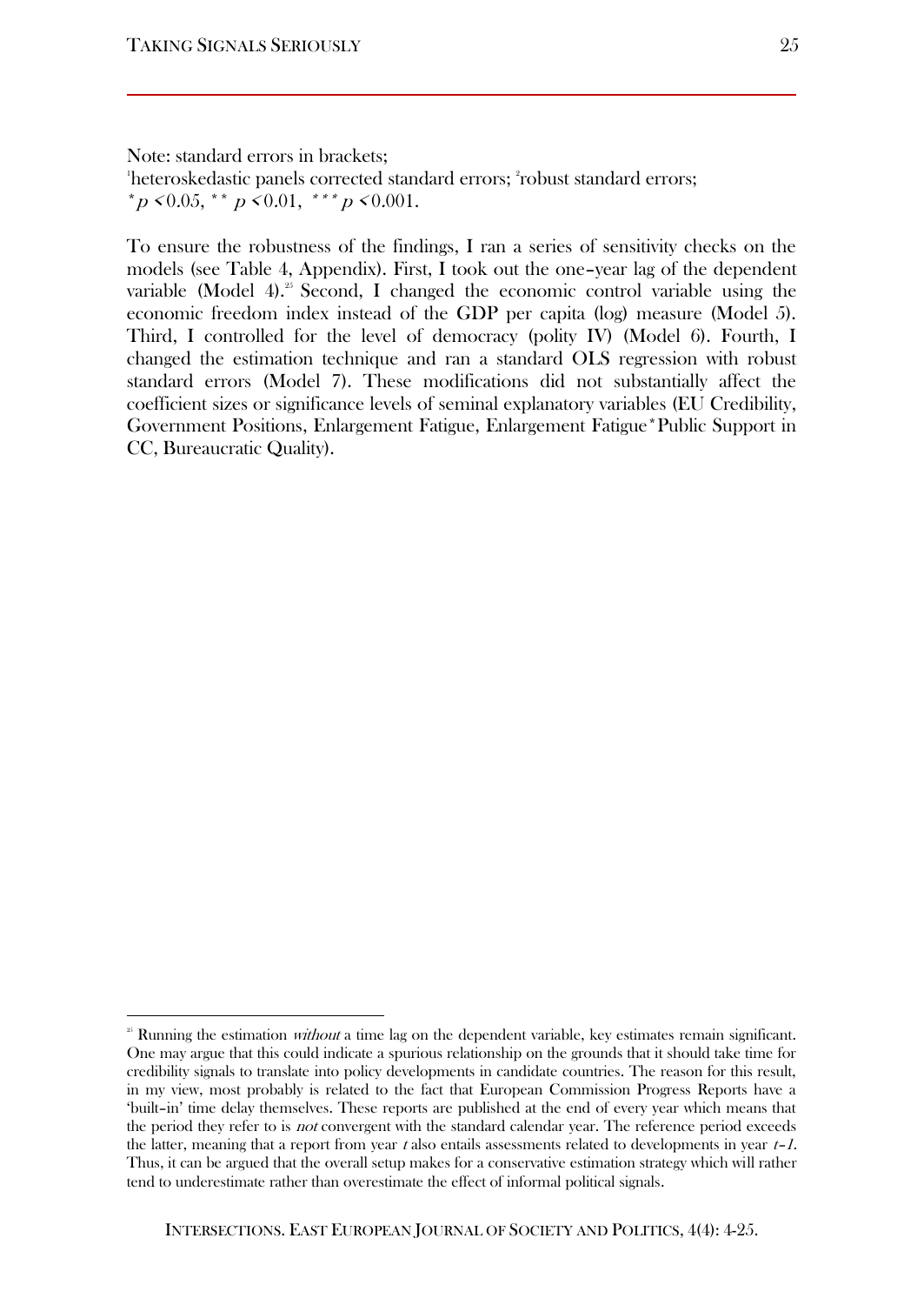Note: standard errors in brackets;
[1]heteroskedastic panels corrected standard errors; [2]robust standard errors;
$^{*}p < 0.05$, $^{**}p < 0.01$, $^{***}p < 0.001$.

To ensure the robustness of the findings, I ran a series of sensitivity checks on the models (see Table 4, Appendix). First, I took out the one-year lag of the dependent variable (Model 4).[25] Second, I changed the economic control variable using the economic freedom index instead of the GDP per capita (log) measure (Model 5). Third, I controlled for the level of democracy (polity IV) (Model 6). Fourth, I changed the estimation technique and ran a standard OLS regression with robust standard errors (Model 7). These modifications did not substantially affect the coefficient sizes or significance levels of seminal explanatory variables (EU Credibility, Government Positions, Enlargement Fatigue, Enlargement Fatigue*Public Support in CC, Bureaucratic Quality).

---

[25] Running the estimation *without* a time lag on the dependent variable, key estimates remain significant. One may argue that this could indicate a spurious relationship on the grounds that it should take time for credibility signals to translate into policy developments in candidate countries. The reason for this result, in my view, most probably is related to the fact that European Commission Progress Reports have a 'built-in' time delay themselves. These reports are published at the end of every year which means that the period they refer to is *not* convergent with the standard calendar year. The reference period exceeds the latter, meaning that a report from year $t$ also entails assessments related to developments in year $t-1$. Thus, it can be argued that the overall setup makes for a conservative estimation strategy which will rather tend to underestimate rather than overestimate the effect of informal political signals.